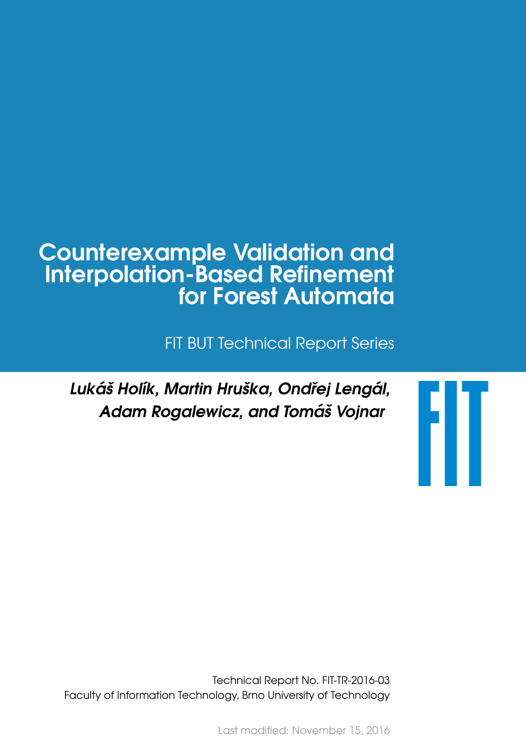# Counterexample Validation and Interpolation-Based Refinement for Forest Automata

FIT BUT Technical Report Series

***Lukáš Holík, Martin Hruška, Ondřej Lengál, Adam Rogalewicz, and Tomáš Vojnar***

FIT

Technical Report No. FIT-TR-2016-03
Faculty of Information Technology, Brno University of Technology

Last modified: November 15, 2016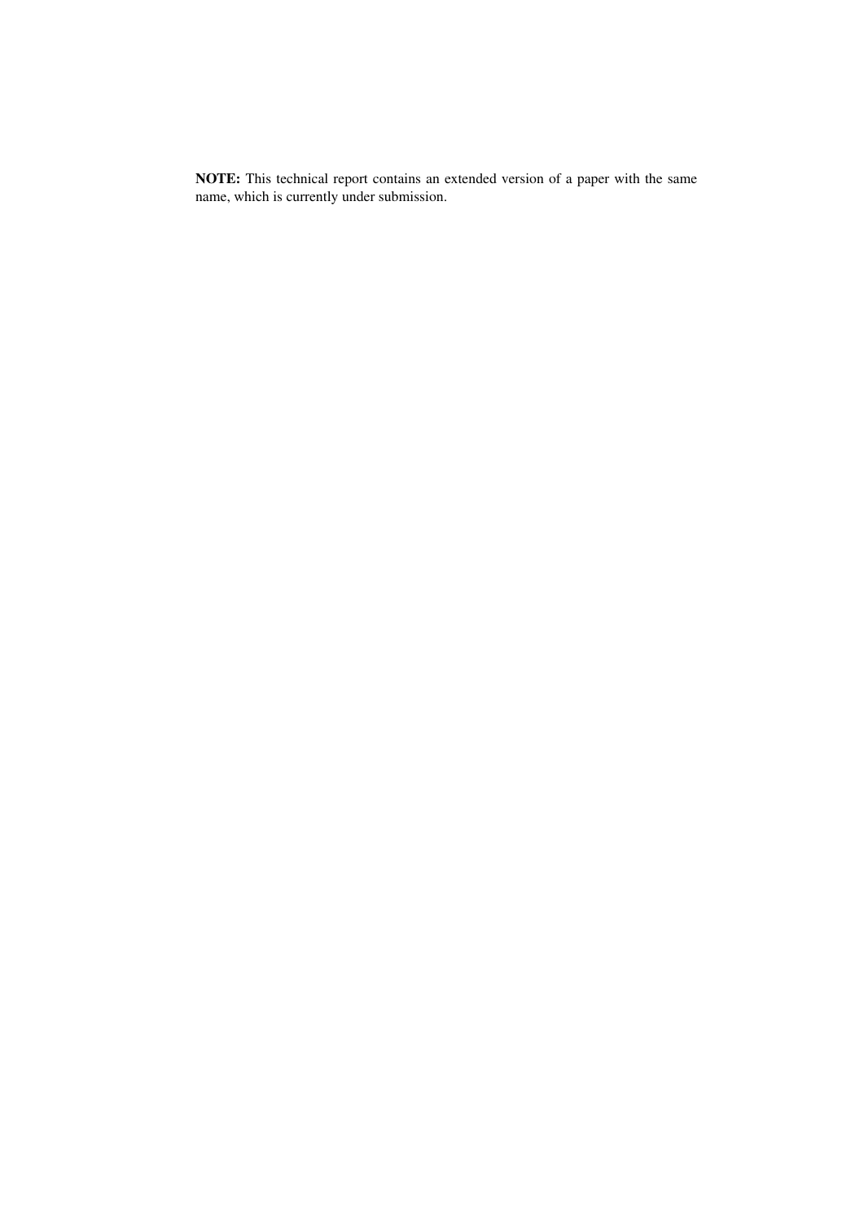**NOTE:** This technical report contains an extended version of a paper with the same name, which is currently under submission.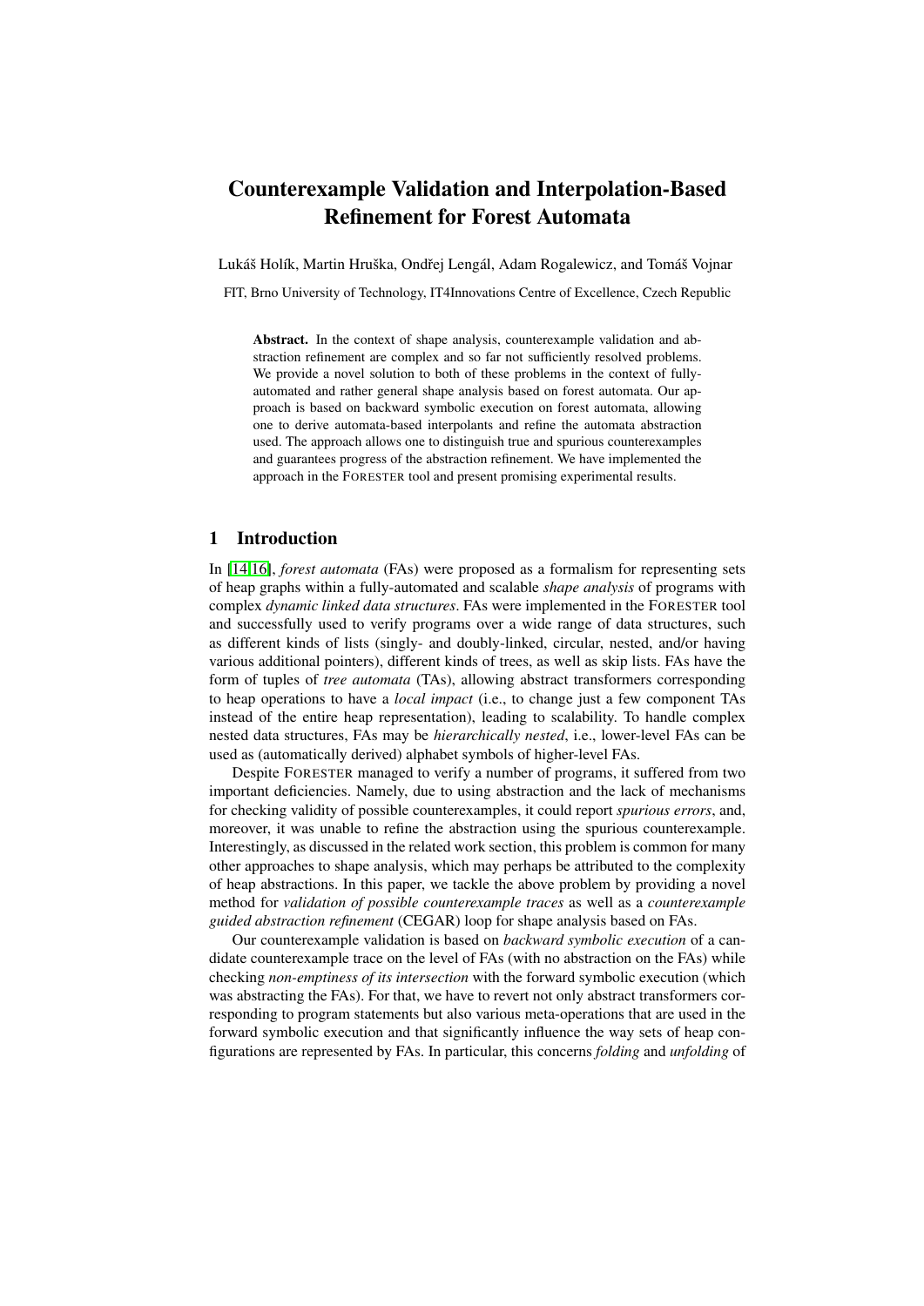# Counterexample Validation and Interpolation-Based Refinement for Forest Automata

Lukáš Holík, Martin Hruška, Ondřej Lengál, Adam Rogalewicz, and Tomáš Vojnar

FIT, Brno University of Technology, IT4Innovations Centre of Excellence, Czech Republic

**Abstract.** In the context of shape analysis, counterexample validation and abstraction refinement are complex and so far not sufficiently resolved problems. We provide a novel solution to both of these problems in the context of fully-automated and rather general shape analysis based on forest automata. Our approach is based on backward symbolic execution on forest automata, allowing one to derive automata-based interpolants and refine the automata abstraction used. The approach allows one to distinguish true and spurious counterexamples and guarantees progress of the abstraction refinement. We have implemented the approach in the FORESTER tool and present promising experimental results.

## 1 Introduction

In [14,16], *forest automata* (FAs) were proposed as a formalism for representing sets of heap graphs within a fully-automated and scalable *shape analysis* of programs with complex *dynamic linked data structures*. FAs were implemented in the FORESTER tool and successfully used to verify programs over a wide range of data structures, such as different kinds of lists (singly- and doubly-linked, circular, nested, and/or having various additional pointers), different kinds of trees, as well as skip lists. FAs have the form of tuples of *tree automata* (TAs), allowing abstract transformers corresponding to heap operations to have a *local impact* (i.e., to change just a few component TAs instead of the entire heap representation), leading to scalability. To handle complex nested data structures, FAs may be *hierarchically nested*, i.e., lower-level FAs can be used as (automatically derived) alphabet symbols of higher-level FAs.

Despite FORESTER managed to verify a number of programs, it suffered from two important deficiencies. Namely, due to using abstraction and the lack of mechanisms for checking validity of possible counterexamples, it could report *spurious errors*, and, moreover, it was unable to refine the abstraction using the spurious counterexample. Interestingly, as discussed in the related work section, this problem is common for many other approaches to shape analysis, which may perhaps be attributed to the complexity of heap abstractions. In this paper, we tackle the above problem by providing a novel method for *validation of possible counterexample traces* as well as a *counterexample guided abstraction refinement* (CEGAR) loop for shape analysis based on FAs.

Our counterexample validation is based on *backward symbolic execution* of a candidate counterexample trace on the level of FAs (with no abstraction on the FAs) while checking *non-emptiness of its intersection* with the forward symbolic execution (which was abstracting the FAs). For that, we have to revert not only abstract transformers corresponding to program statements but also various meta-operations that are used in the forward symbolic execution and that significantly influence the way sets of heap configurations are represented by FAs. In particular, this concerns *folding* and *unfolding* of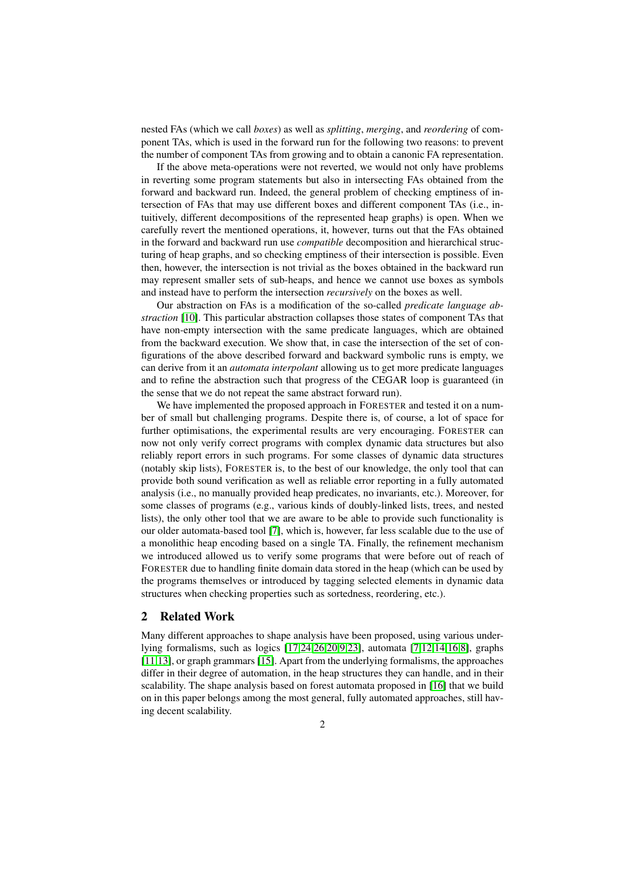nested FAs (which we call *boxes*) as well as *splitting*, *merging*, and *reordering* of component TAs, which is used in the forward run for the following two reasons: to prevent the number of component TAs from growing and to obtain a canonic FA representation.

If the above meta-operations were not reverted, we would not only have problems in reverting some program statements but also in intersecting FAs obtained from the forward and backward run. Indeed, the general problem of checking emptiness of intersection of FAs that may use different boxes and different component TAs (i.e., intuitively, different decompositions of the represented heap graphs) is open. When we carefully revert the mentioned operations, it, however, turns out that the FAs obtained in the forward and backward run use *compatible* decomposition and hierarchical structuring of heap graphs, and so checking emptiness of their intersection is possible. Even then, however, the intersection is not trivial as the boxes obtained in the backward run may represent smaller sets of sub-heaps, and hence we cannot use boxes as symbols and instead have to perform the intersection *recursively* on the boxes as well.

Our abstraction on FAs is a modification of the so-called *predicate language abstraction* [10]. This particular abstraction collapses those states of component TAs that have non-empty intersection with the same predicate languages, which are obtained from the backward execution. We show that, in case the intersection of the set of configurations of the above described forward and backward symbolic runs is empty, we can derive from it an *automata interpolant* allowing us to get more predicate languages and to refine the abstraction such that progress of the CEGAR loop is guaranteed (in the sense that we do not repeat the same abstract forward run).

We have implemented the proposed approach in FORESTER and tested it on a number of small but challenging programs. Despite there is, of course, a lot of space for further optimisations, the experimental results are very encouraging. FORESTER can now not only verify correct programs with complex dynamic data structures but also reliably report errors in such programs. For some classes of dynamic data structures (notably skip lists), FORESTER is, to the best of our knowledge, the only tool that can provide both sound verification as well as reliable error reporting in a fully automated analysis (i.e., no manually provided heap predicates, no invariants, etc.). Moreover, for some classes of programs (e.g., various kinds of doubly-linked lists, trees, and nested lists), the only other tool that we are aware to be able to provide such functionality is our older automata-based tool [7], which is, however, far less scalable due to the use of a monolithic heap encoding based on a single TA. Finally, the refinement mechanism we introduced allowed us to verify some programs that were before out of reach of FORESTER due to handling finite domain data stored in the heap (which can be used by the programs themselves or introduced by tagging selected elements in dynamic data structures when checking properties such as sortedness, reordering, etc.).

## 2 Related Work

Many different approaches to shape analysis have been proposed, using various underlying formalisms, such as logics [17,24,26,20,9,23], automata [7,12,14,16,8], graphs [11,13], or graph grammars [15]. Apart from the underlying formalisms, the approaches differ in their degree of automation, in the heap structures they can handle, and in their scalability. The shape analysis based on forest automata proposed in [16] that we build on in this paper belongs among the most general, fully automated approaches, still having decent scalability.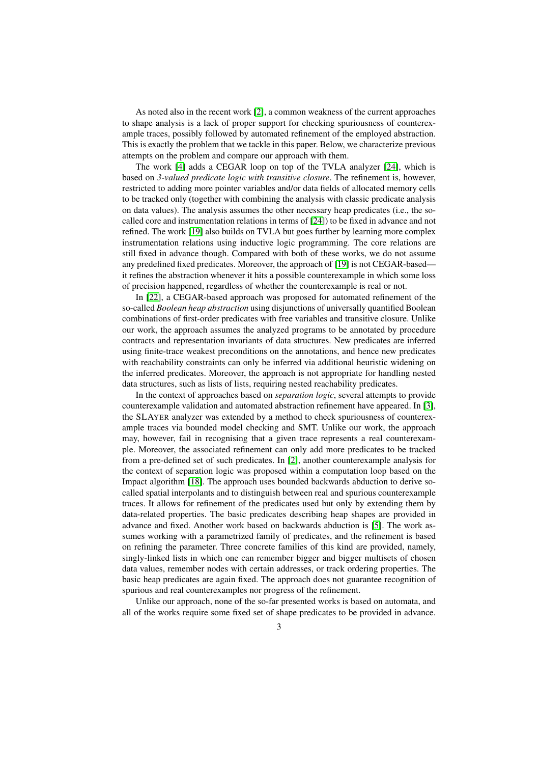As noted also in the recent work [2], a common weakness of the current approaches to shape analysis is a lack of proper support for checking spuriousness of counterexample traces, possibly followed by automated refinement of the employed abstraction. This is exactly the problem that we tackle in this paper. Below, we characterize previous attempts on the problem and compare our approach with them.

The work [4] adds a CEGAR loop on top of the TVLA analyzer [24], which is based on *3-valued predicate logic with transitive closure*. The refinement is, however, restricted to adding more pointer variables and/or data fields of allocated memory cells to be tracked only (together with combining the analysis with classic predicate analysis on data values). The analysis assumes the other necessary heap predicates (i.e., the so-called core and instrumentation relations in terms of [24]) to be fixed in advance and not refined. The work [19] also builds on TVLA but goes further by learning more complex instrumentation relations using inductive logic programming. The core relations are still fixed in advance though. Compared with both of these works, we do not assume any predefined fixed predicates. Moreover, the approach of [19] is not CEGAR-based—it refines the abstraction whenever it hits a possible counterexample in which some loss of precision happened, regardless of whether the counterexample is real or not.

In [22], a CEGAR-based approach was proposed for automated refinement of the so-called *Boolean heap abstraction* using disjunctions of universally quantified Boolean combinations of first-order predicates with free variables and transitive closure. Unlike our work, the approach assumes the analyzed programs to be annotated by procedure contracts and representation invariants of data structures. New predicates are inferred using finite-trace weakest preconditions on the annotations, and hence new predicates with reachability constraints can only be inferred via additional heuristic widening on the inferred predicates. Moreover, the approach is not appropriate for handling nested data structures, such as lists of lists, requiring nested reachability predicates.

In the context of approaches based on *separation logic*, several attempts to provide counterexample validation and automated abstraction refinement have appeared. In [3], the SLAYER analyzer was extended by a method to check spuriousness of counterexample traces via bounded model checking and SMT. Unlike our work, the approach may, however, fail in recognising that a given trace represents a real counterexample. Moreover, the associated refinement can only add more predicates to be tracked from a pre-defined set of such predicates. In [2], another counterexample analysis for the context of separation logic was proposed within a computation loop based on the Impact algorithm [18]. The approach uses bounded backwards abduction to derive so-called spatial interpolants and to distinguish between real and spurious counterexample traces. It allows for refinement of the predicates used but only by extending them by data-related properties. The basic predicates describing heap shapes are provided in advance and fixed. Another work based on backwards abduction is [5]. The work assumes working with a parametrized family of predicates, and the refinement is based on refining the parameter. Three concrete families of this kind are provided, namely, singly-linked lists in which one can remember bigger and bigger multisets of chosen data values, remember nodes with certain addresses, or track ordering properties. The basic heap predicates are again fixed. The approach does not guarantee recognition of spurious and real counterexamples nor progress of the refinement.

Unlike our approach, none of the so-far presented works is based on automata, and all of the works require some fixed set of shape predicates to be provided in advance.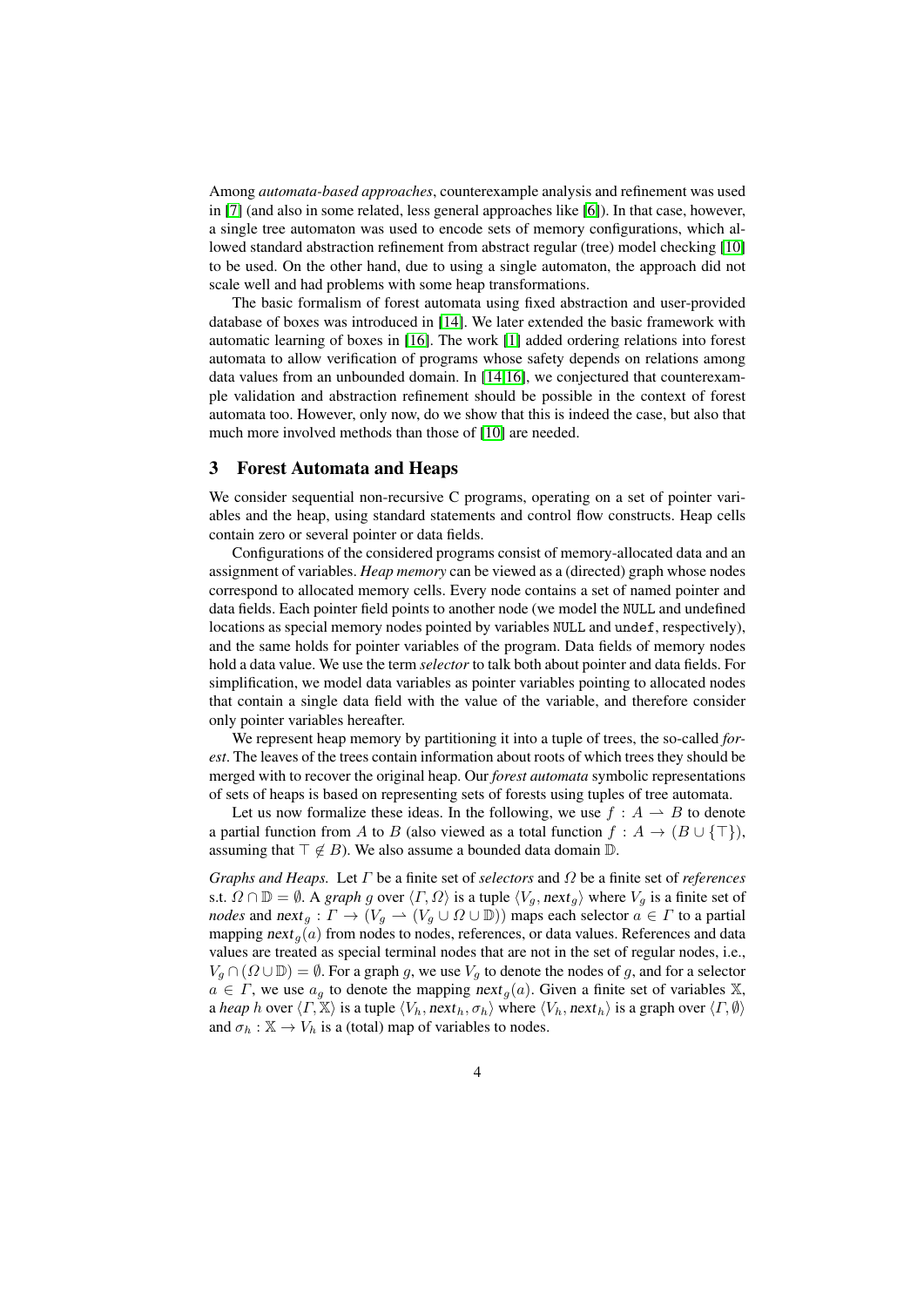Among *automata-based approaches*, counterexample analysis and refinement was used in [7] (and also in some related, less general approaches like [6]). In that case, however, a single tree automaton was used to encode sets of memory configurations, which allowed standard abstraction refinement from abstract regular (tree) model checking [10] to be used. On the other hand, due to using a single automaton, the approach did not scale well and had problems with some heap transformations.

The basic formalism of forest automata using fixed abstraction and user-provided database of boxes was introduced in [14]. We later extended the basic framework with automatic learning of boxes in [16]. The work [1] added ordering relations into forest automata to allow verification of programs whose safety depends on relations among data values from an unbounded domain. In [14,16], we conjectured that counterexample validation and abstraction refinement should be possible in the context of forest automata too. However, only now, do we show that this is indeed the case, but also that much more involved methods than those of [10] are needed.

## 3 Forest Automata and Heaps

We consider sequential non-recursive C programs, operating on a set of pointer variables and the heap, using standard statements and control flow constructs. Heap cells contain zero or several pointer or data fields.

Configurations of the considered programs consist of memory-allocated data and an assignment of variables. *Heap memory* can be viewed as a (directed) graph whose nodes correspond to allocated memory cells. Every node contains a set of named pointer and data fields. Each pointer field points to another node (we model the NULL and undefined locations as special memory nodes pointed by variables NULL and undef, respectively), and the same holds for pointer variables of the program. Data fields of memory nodes hold a data value. We use the term *selector* to talk both about pointer and data fields. For simplification, we model data variables as pointer variables pointing to allocated nodes that contain a single data field with the value of the variable, and therefore consider only pointer variables hereafter.

We represent heap memory by partitioning it into a tuple of trees, the so-called *forest*. The leaves of the trees contain information about roots of which trees they should be merged with to recover the original heap. Our *forest automata* symbolic representations of sets of heaps is based on representing sets of forests using tuples of tree automata.

Let us now formalize these ideas. In the following, we use $f : A \rightharpoonup B$ to denote a partial function from $A$ to $B$ (also viewed as a total function $f : A \to (B \cup \{\top\})$, assuming that $\top \notin B$). We also assume a bounded data domain $\mathbb{D}$.

*Graphs and Heaps.* Let $\Gamma$ be a finite set of *selectors* and $\Omega$ be a finite set of *references* s.t. $\Omega \cap \mathbb{D} = \emptyset$. A *graph* $g$ over $\langle \Gamma, \Omega \rangle$ is a tuple $\langle V_g, \mathit{next}_g \rangle$ where $V_g$ is a finite set of *nodes* and $\mathit{next}_g : \Gamma \to (V_g \rightharpoonup (V_g \cup \Omega \cup \mathbb{D}))$ maps each selector $a \in \Gamma$ to a partial mapping $\mathit{next}_g(a)$ from nodes to nodes, references, or data values. References and data values are treated as special terminal nodes that are not in the set of regular nodes, i.e., $V_g \cap (\Omega \cup \mathbb{D}) = \emptyset$. For a graph $g$, we use $V_g$ to denote the nodes of $g$, and for a selector $a \in \Gamma$, we use $a_g$ to denote the mapping $\mathit{next}_g(a)$. Given a finite set of variables $\mathbb{X}$, a *heap* $h$ over $\langle \Gamma, \mathbb{X} \rangle$ is a tuple $\langle V_h, \mathit{next}_h, \sigma_h \rangle$ where $\langle V_h, \mathit{next}_h \rangle$ is a graph over $\langle \Gamma, \emptyset \rangle$ and $\sigma_h : \mathbb{X} \to V_h$ is a (total) map of variables to nodes.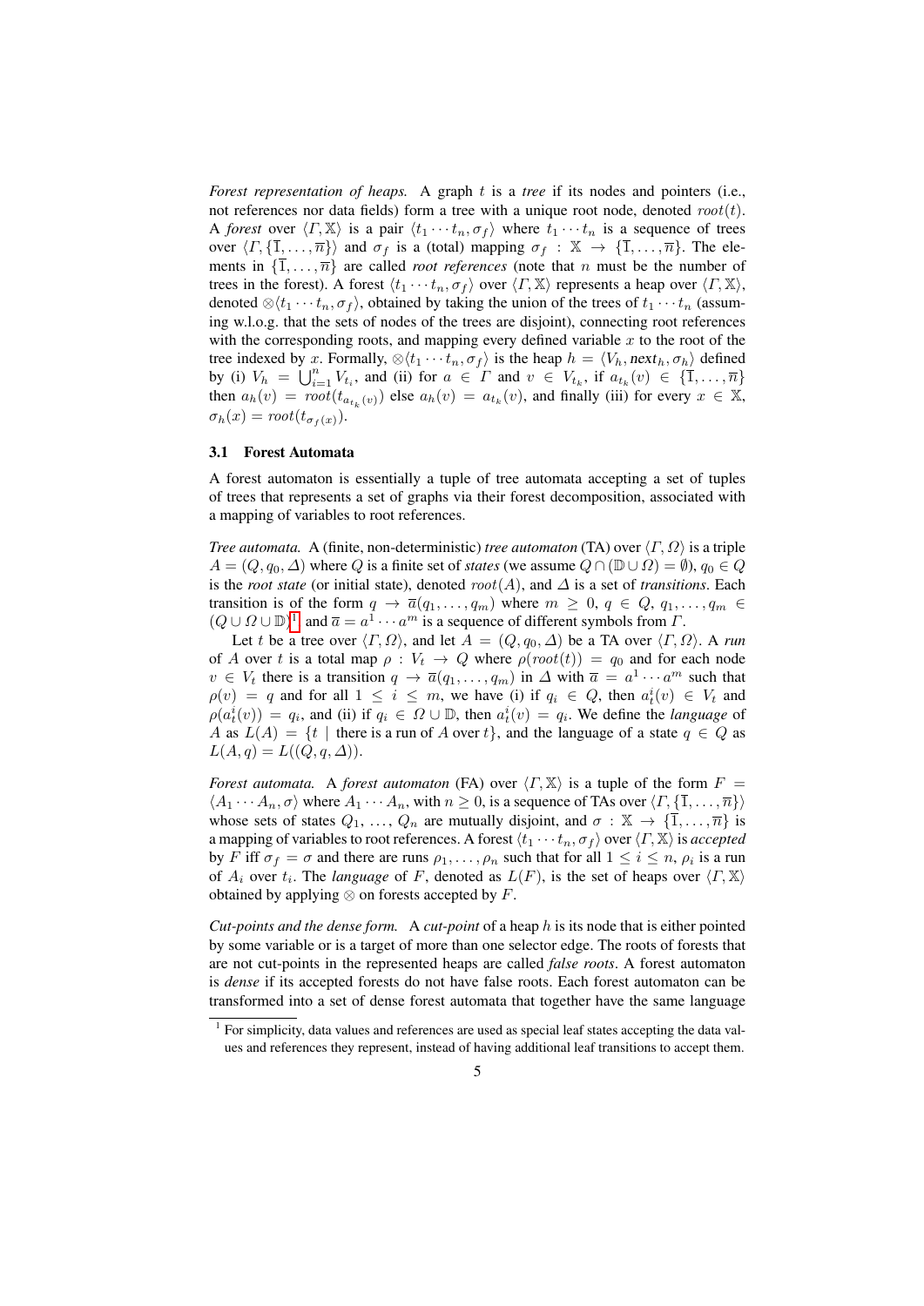*Forest representation of heaps.* A graph $t$ is a *tree* if its nodes and pointers (i.e., not references nor data fields) form a tree with a unique root node, denoted $root(t)$. A *forest* over $\langle \Gamma, \mathbb{X}\rangle$ is a pair $\langle t_1 \cdots t_n, \sigma_f\rangle$ where $t_1 \cdots t_n$ is a sequence of trees over $\langle \Gamma, \{\overline{1}, \ldots, \overline{n}\}\rangle$ and $\sigma_f$ is a (total) mapping $\sigma_f : \mathbb{X} \to \{\overline{1}, \ldots, \overline{n}\}$. The elements in $\{\overline{1}, \ldots, \overline{n}\}$ are called *root references* (note that $n$ must be the number of trees in the forest). A forest $\langle t_1 \cdots t_n, \sigma_f\rangle$ over $\langle \Gamma, \mathbb{X}\rangle$ represents a heap over $\langle \Gamma, \mathbb{X}\rangle$, denoted $\otimes\langle t_1 \cdots t_n, \sigma_f\rangle$, obtained by taking the union of the trees of $t_1 \cdots t_n$ (assuming w.l.o.g. that the sets of nodes of the trees are disjoint), connecting root references with the corresponding roots, and mapping every defined variable $x$ to the root of the tree indexed by $x$. Formally, $\otimes\langle t_1 \cdots t_n, \sigma_f\rangle$ is the heap $h = \langle V_h, \textit{next}_h, \sigma_h\rangle$ defined by (i) $V_h = \bigcup_{i=1}^{n} V_{t_i}$, and (ii) for $a \in \Gamma$ and $v \in V_{t_k}$, if $a_{t_k}(v) \in \{\overline{1}, \ldots, \overline{n}\}$ then $a_h(v) = root(t_{a_{t_k}(v)})$ else $a_h(v) = a_{t_k}(v)$, and finally (iii) for every $x \in \mathbb{X}$, $\sigma_h(x) = root(t_{\sigma_f(x)})$.

### 3.1 Forest Automata

A forest automaton is essentially a tuple of tree automata accepting a set of tuples of trees that represents a set of graphs via their forest decomposition, associated with a mapping of variables to root references.

*Tree automata.* A (finite, non-deterministic) *tree automaton* (TA) over $\langle \Gamma, \Omega\rangle$ is a triple $A = (Q, q_0, \Delta)$ where $Q$ is a finite set of *states* (we assume $Q \cap (\mathbb{D} \cup \Omega) = \emptyset$), $q_0 \in Q$ is the *root state* (or initial state), denoted $root(A)$, and $\Delta$ is a set of *transitions*. Each transition is of the form $q \to \overline{a}(q_1, \ldots, q_m)$ where $m \geq 0$, $q \in Q$, $q_1, \ldots, q_m \in (Q \cup \Omega \cup \mathbb{D})$[1] and $\overline{a} = a^1 \cdots a^m$ is a sequence of different symbols from $\Gamma$.

Let $t$ be a tree over $\langle \Gamma, \Omega\rangle$, and let $A = (Q, q_0, \Delta)$ be a TA over $\langle \Gamma, \Omega\rangle$. A *run* of $A$ over $t$ is a total map $\rho : V_t \to Q$ where $\rho(root(t)) = q_0$ and for each node $v \in V_t$ there is a transition $q \to \overline{a}(q_1, \ldots, q_m)$ in $\Delta$ with $\overline{a} = a^1 \cdots a^m$ such that $\rho(v) = q$ and for all $1 \leq i \leq m$, we have (i) if $q_i \in Q$, then $a^i_t(v) \in V_t$ and $\rho(a^i_t(v)) = q_i$, and (ii) if $q_i \in \Omega \cup \mathbb{D}$, then $a^i_t(v) = q_i$. We define the *language* of $A$ as $L(A) = \{t \mid \text{there is a run of } A \text{ over } t\}$, and the language of a state $q \in Q$ as $L(A, q) = L((Q, q, \Delta))$.

*Forest automata.* A *forest automaton* (FA) over $\langle \Gamma, \mathbb{X}\rangle$ is a tuple of the form $F = \langle A_1 \cdots A_n, \sigma\rangle$ where $A_1 \cdots A_n$, with $n \geq 0$, is a sequence of TAs over $\langle \Gamma, \{\overline{1}, \ldots, \overline{n}\}\rangle$ whose sets of states $Q_1, \ldots, Q_n$ are mutually disjoint, and $\sigma : \mathbb{X} \to \{\overline{1}, \ldots, \overline{n}\}$ is a mapping of variables to root references. A forest $\langle t_1 \cdots t_n, \sigma_f\rangle$ over $\langle \Gamma, \mathbb{X}\rangle$ is *accepted* by $F$ iff $\sigma_f = \sigma$ and there are runs $\rho_1, \ldots, \rho_n$ such that for all $1 \leq i \leq n$, $\rho_i$ is a run of $A_i$ over $t_i$. The *language* of $F$, denoted as $L(F)$, is the set of heaps over $\langle \Gamma, \mathbb{X}\rangle$ obtained by applying $\otimes$ on forests accepted by $F$.

*Cut-points and the dense form.* A *cut-point* of a heap $h$ is its node that is either pointed by some variable or is a target of more than one selector edge. The roots of forests that are not cut-points in the represented heaps are called *false roots*. A forest automaton is *dense* if its accepted forests do not have false roots. Each forest automaton can be transformed into a set of dense forest automata that together have the same language

[1] For simplicity, data values and references are used as special leaf states accepting the data values and references they represent, instead of having additional leaf transitions to accept them.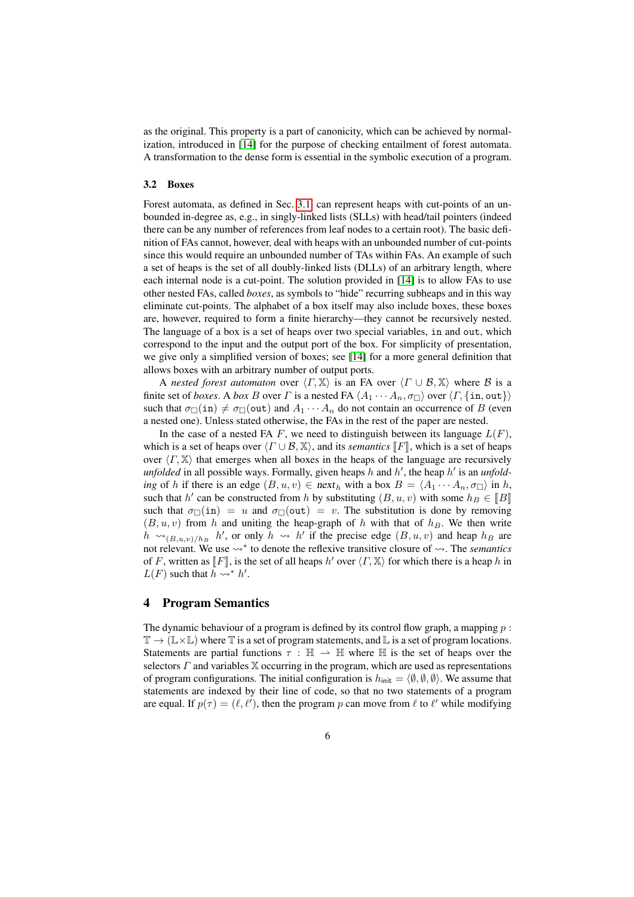as the original. This property is a part of canonicity, which can be achieved by normalization, introduced in [14] for the purpose of checking entailment of forest automata. A transformation to the dense form is essential in the symbolic execution of a program.

### 3.2 Boxes

Forest automata, as defined in Sec. 3.1, can represent heaps with cut-points of an unbounded in-degree as, e.g., in singly-linked lists (SLLs) with head/tail pointers (indeed there can be any number of references from leaf nodes to a certain root). The basic definition of FAs cannot, however, deal with heaps with an unbounded number of cut-points since this would require an unbounded number of TAs within FAs. An example of such a set of heaps is the set of all doubly-linked lists (DLLs) of an arbitrary length, where each internal node is a cut-point. The solution provided in [14] is to allow FAs to use other nested FAs, called *boxes*, as symbols to "hide" recurring subheaps and in this way eliminate cut-points. The alphabet of a box itself may also include boxes, these boxes are, however, required to form a finite hierarchy—they cannot be recursively nested. The language of a box is a set of heaps over two special variables, in and out, which correspond to the input and the output port of the box. For simplicity of presentation, we give only a simplified version of boxes; see [14] for a more general definition that allows boxes with an arbitrary number of output ports.

A *nested forest automaton* over $\langle \Gamma, \mathbb{X} \rangle$ is an FA over $\langle \Gamma \cup \mathcal{B}, \mathbb{X} \rangle$ where $\mathcal{B}$ is a finite set of *boxes*. A *box* $B$ over $\Gamma$ is a nested FA $\langle A_1 \cdots A_n, \sigma_\Box \rangle$ over $\langle \Gamma, \{\texttt{in}, \texttt{out}\} \rangle$ such that $\sigma_\Box(\texttt{in}) \neq \sigma_\Box(\texttt{out})$ and $A_1 \cdots A_n$ do not contain an occurrence of $B$ (even a nested one). Unless stated otherwise, the FAs in the rest of the paper are nested.

In the case of a nested FA $F$, we need to distinguish between its language $L(F)$, which is a set of heaps over $\langle \Gamma \cup \mathcal{B}, \mathbb{X} \rangle$, and its *semantics* $[\![F]\!]$, which is a set of heaps over $\langle \Gamma, \mathbb{X} \rangle$ that emerges when all boxes in the heaps of the language are recursively *unfolded* in all possible ways. Formally, given heaps $h$ and $h'$, the heap $h'$ is an *unfolding* of $h$ if there is an edge $(B, u, v) \in \mathit{next}_h$ with a box $B = \langle A_1 \cdots A_n, \sigma_\Box \rangle$ in $h$, such that $h'$ can be constructed from $h$ by substituting $(B, u, v)$ with some $h_B \in [\![B]\!]$ such that $\sigma_\Box(\texttt{in}) = u$ and $\sigma_\Box(\texttt{out}) = v$. The substitution is done by removing $(B, u, v)$ from $h$ and uniting the heap-graph of $h$ with that of $h_B$. We then write $h \rightsquigarrow_{(B,u,v)/h_B} h'$, or only $h \rightsquigarrow h'$ if the precise edge $(B, u, v)$ and heap $h_B$ are not relevant. We use $\rightsquigarrow^*$ to denote the reflexive transitive closure of $\rightsquigarrow$. The *semantics* of $F$, written as $[\![F]\!]$, is the set of all heaps $h'$ over $\langle \Gamma, \mathbb{X} \rangle$ for which there is a heap $h$ in $L(F)$ such that $h \rightsquigarrow^* h'$.

## 4 Program Semantics

The dynamic behaviour of a program is defined by its control flow graph, a mapping $p : \mathbb{T} \to (\mathbb{L} \times \mathbb{L})$ where $\mathbb{T}$ is a set of program statements, and $\mathbb{L}$ is a set of program locations. Statements are partial functions $\tau : \mathbb{H} \rightharpoonup \mathbb{H}$ where $\mathbb{H}$ is the set of heaps over the selectors $\Gamma$ and variables $\mathbb{X}$ occurring in the program, which are used as representations of program configurations. The initial configuration is $h_{\mathsf{init}} = \langle \emptyset, \emptyset, \emptyset \rangle$. We assume that statements are indexed by their line of code, so that no two statements of a program are equal. If $p(\tau) = (\ell, \ell')$, then the program $p$ can move from $\ell$ to $\ell'$ while modifying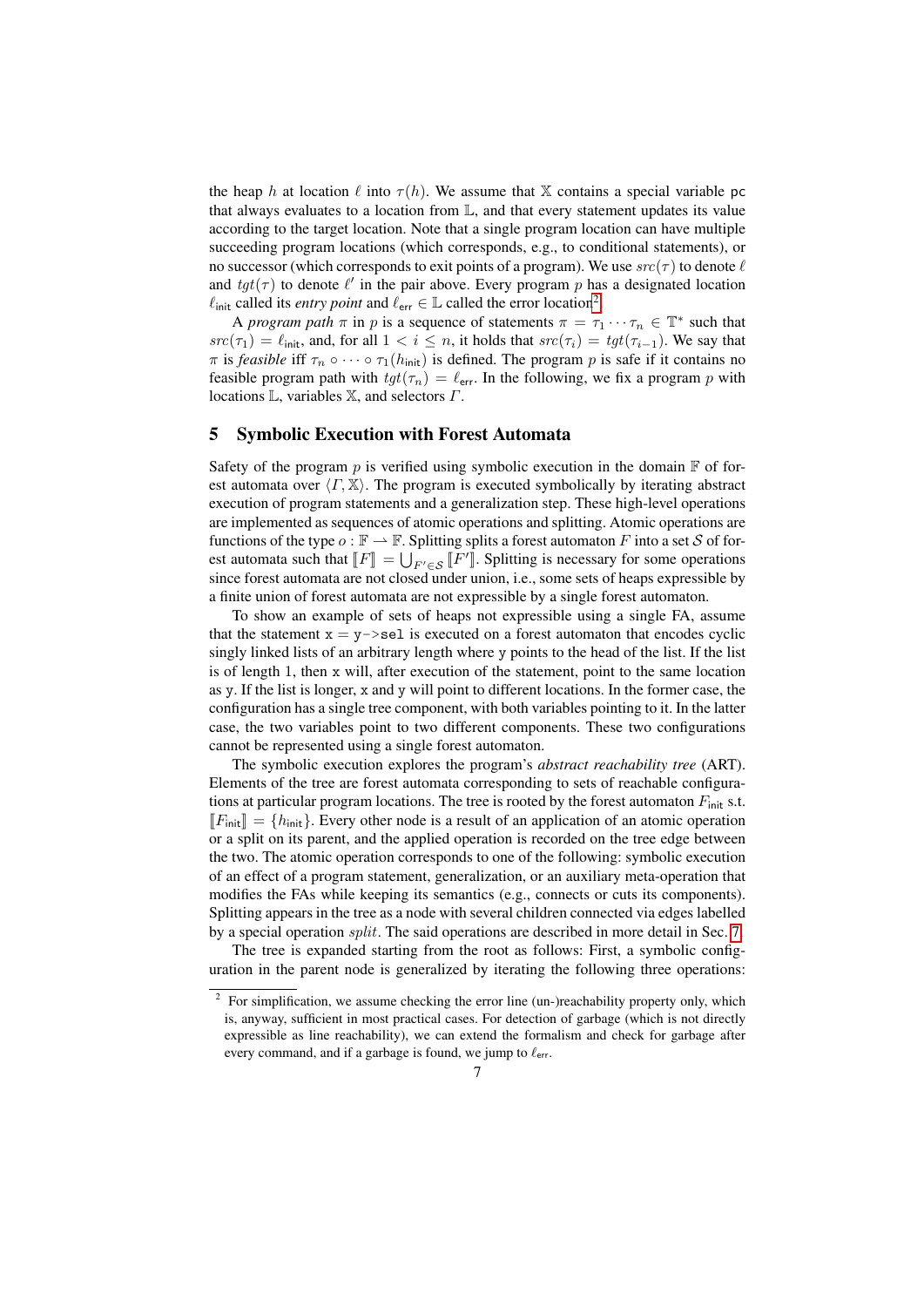the heap $h$ at location $\ell$ into $\tau(h)$. We assume that $\mathbb{X}$ contains a special variable pc that always evaluates to a location from $\mathbb{L}$, and that every statement updates its value according to the target location. Note that a single program location can have multiple succeeding program locations (which corresponds, e.g., to conditional statements), or no successor (which corresponds to exit points of a program). We use $src(\tau)$ to denote $\ell$ and $tgt(\tau)$ to denote $\ell'$ in the pair above. Every program $p$ has a designated location $\ell_{\mathsf{init}}$ called its *entry point* and $\ell_{\mathsf{err}} \in \mathbb{L}$ called the error location[2].

A *program path* $\pi$ in $p$ is a sequence of statements $\pi = \tau_1 \cdots \tau_n \in \mathbb{T}^*$ such that $src(\tau_1) = \ell_{\mathsf{init}}$, and, for all $1 < i \leq n$, it holds that $src(\tau_i) = tgt(\tau_{i-1})$. We say that $\pi$ is *feasible* iff $\tau_n \circ \cdots \circ \tau_1(h_{\mathsf{init}})$ is defined. The program $p$ is safe if it contains no feasible program path with $tgt(\tau_n) = \ell_{\mathsf{err}}$. In the following, we fix a program $p$ with locations $\mathbb{L}$, variables $\mathbb{X}$, and selectors $\Gamma$.

## 5 Symbolic Execution with Forest Automata

Safety of the program $p$ is verified using symbolic execution in the domain $\mathbb{F}$ of forest automata over $\langle \Gamma, \mathbb{X} \rangle$. The program is executed symbolically by iterating abstract execution of program statements and a generalization step. These high-level operations are implemented as sequences of atomic operations and splitting. Atomic operations are functions of the type $o : \mathbb{F} \rightharpoonup \mathbb{F}$. Splitting splits a forest automaton $F$ into a set $\mathcal{S}$ of forest automata such that $[\![F]\!] = \bigcup_{F' \in \mathcal{S}} [\![F']\!]$. Splitting is necessary for some operations since forest automata are not closed under union, i.e., some sets of heaps expressible by a finite union of forest automata are not expressible by a single forest automaton.

To show an example of sets of heaps not expressible using a single FA, assume that the statement `x = y->sel` is executed on a forest automaton that encodes cyclic singly linked lists of an arbitrary length where `y` points to the head of the list. If the list is of length 1, then `x` will, after execution of the statement, point to the same location as `y`. If the list is longer, `x` and `y` will point to different locations. In the former case, the configuration has a single tree component, with both variables pointing to it. In the latter case, the two variables point to two different components. These two configurations cannot be represented using a single forest automaton.

The symbolic execution explores the program's *abstract reachability tree* (ART). Elements of the tree are forest automata corresponding to sets of reachable configurations at particular program locations. The tree is rooted by the forest automaton $F_{\mathsf{init}}$ s.t. $[\![F_{\mathsf{init}}]\!] = \{h_{\mathsf{init}}\}$. Every other node is a result of an application of an atomic operation or a split on its parent, and the applied operation is recorded on the tree edge between the two. The atomic operation corresponds to one of the following: symbolic execution of an effect of a program statement, generalization, or an auxiliary meta-operation that modifies the FAs while keeping its semantics (e.g., connects or cuts its components). Splitting appears in the tree as a node with several children connected via edges labelled by a special operation *split*. The said operations are described in more detail in Sec. 7.

The tree is expanded starting from the root as follows: First, a symbolic configuration in the parent node is generalized by iterating the following three operations:

[2] For simplification, we assume checking the error line (un-)reachability property only, which is, anyway, sufficient in most practical cases. For detection of garbage (which is not directly expressible as line reachability), we can extend the formalism and check for garbage after every command, and if a garbage is found, we jump to $\ell_{\mathsf{err}}$.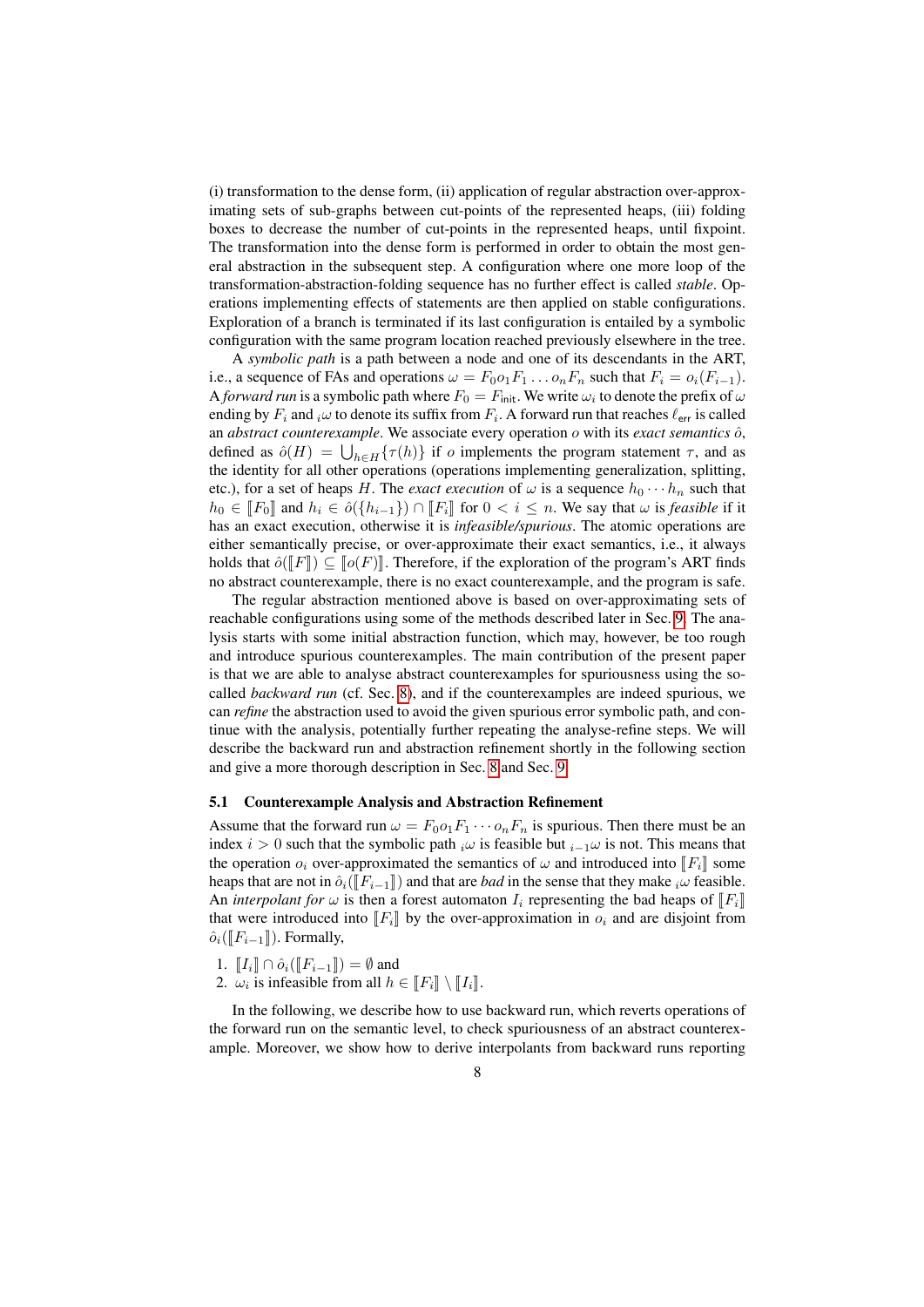(i) transformation to the dense form, (ii) application of regular abstraction over-approximating sets of sub-graphs between cut-points of the represented heaps, (iii) folding boxes to decrease the number of cut-points in the represented heaps, until fixpoint. The transformation into the dense form is performed in order to obtain the most general abstraction in the subsequent step. A configuration where one more loop of the transformation-abstraction-folding sequence has no further effect is called *stable*. Operations implementing effects of statements are then applied on stable configurations. Exploration of a branch is terminated if its last configuration is entailed by a symbolic configuration with the same program location reached previously elsewhere in the tree.

A *symbolic path* is a path between a node and one of its descendants in the ART, i.e., a sequence of FAs and operations $\omega = F_0 o_1 F_1 \ldots o_n F_n$ such that $F_i = o_i(F_{i-1})$. A *forward run* is a symbolic path where $F_0 = F_{\mathsf{init}}$. We write $\omega_i$ to denote the prefix of $\omega$ ending by $F_i$ and ${}_i\omega$ to denote its suffix from $F_i$. A forward run that reaches $\ell_{\mathsf{err}}$ is called an *abstract counterexample*. We associate every operation $o$ with its *exact semantics* $\hat{o}$, defined as $\hat{o}(H) = \bigcup_{h \in H}\{\tau(h)\}$ if $o$ implements the program statement $\tau$, and as the identity for all other operations (operations implementing generalization, splitting, etc.), for a set of heaps $H$. The *exact execution* of $\omega$ is a sequence $h_0 \cdots h_n$ such that $h_0 \in [\![F_0]\!]$ and $h_i \in \hat{o}(\{h_{i-1}\}) \cap [\![F_i]\!]$ for $0 < i \leq n$. We say that $\omega$ is *feasible* if it has an exact execution, otherwise it is *infeasible/spurious*. The atomic operations are either semantically precise, or over-approximate their exact semantics, i.e., it always holds that $\hat{o}([\![F]\!]) \subseteq [\![o(F)]\!]$. Therefore, if the exploration of the program's ART finds no abstract counterexample, there is no exact counterexample, and the program is safe.

The regular abstraction mentioned above is based on over-approximating sets of reachable configurations using some of the methods described later in Sec. 9. The analysis starts with some initial abstraction function, which may, however, be too rough and introduce spurious counterexamples. The main contribution of the present paper is that we are able to analyse abstract counterexamples for spuriousness using the so-called *backward run* (cf. Sec. 8), and if the counterexamples are indeed spurious, we can *refine* the abstraction used to avoid the given spurious error symbolic path, and continue with the analysis, potentially further repeating the analyse-refine steps. We will describe the backward run and abstraction refinement shortly in the following section and give a more thorough description in Sec. 8 and Sec. 9.

### 5.1 Counterexample Analysis and Abstraction Refinement

Assume that the forward run $\omega = F_0 o_1 F_1 \cdots o_n F_n$ is spurious. Then there must be an index $i > 0$ such that the symbolic path ${}_i\omega$ is feasible but ${}_{i-1}\omega$ is not. This means that the operation $o_i$ over-approximated the semantics of $\omega$ and introduced into $[\![F_i]\!]$ some heaps that are not in $\hat{o}_i([\![F_{i-1}]\!])$ and that are *bad* in the sense that they make ${}_i\omega$ feasible. An *interpolant for* $\omega$ is then a forest automaton $I_i$ representing the bad heaps of $[\![F_i]\!]$ that were introduced into $[\![F_i]\!]$ by the over-approximation in $o_i$ and are disjoint from $\hat{o}_i([\![F_{i-1}]\!])$. Formally,

1. $[\![I_i]\!] \cap \hat{o}_i([\![F_{i-1}]\!]) = \emptyset$ and
2. $\omega_i$ is infeasible from all $h \in [\![F_i]\!] \setminus [\![I_i]\!]$.

In the following, we describe how to use backward run, which reverts operations of the forward run on the semantic level, to check spuriousness of an abstract counterexample. Moreover, we show how to derive interpolants from backward runs reporting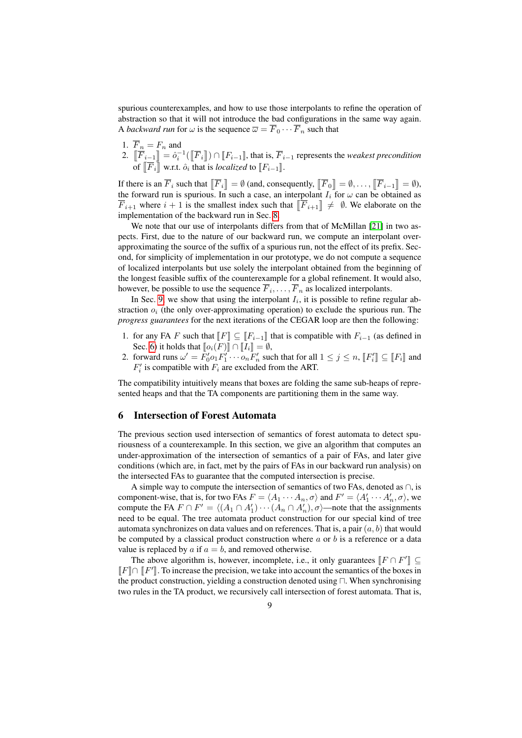spurious counterexamples, and how to use those interpolants to refine the operation of abstraction so that it will not introduce the bad configurations in the same way again. A *backward run* for $\omega$ is the sequence $\overline{\omega} = \overline{F}_0 \cdots \overline{F}_n$ such that

1. $\overline{F}_n = F_n$ and
2. $[\![\overline{F}_{i-1}]\!] = \hat{o}_i^{-1}([\![\overline{F}_i]\!]) \cap [\![F_{i-1}]\!]$, that is, $\overline{F}_{i-1}$ represents the *weakest precondition* of $[\![\overline{F}_i]\!]$ w.r.t. $\hat{o}_i$ that is *localized* to $[\![F_{i-1}]\!]$.

If there is an $\overline{F}_i$ such that $[\![\overline{F}_i]\!] = \emptyset$ (and, consequently, $[\![\overline{F}_0]\!] = \emptyset, \ldots, [\![\overline{F}_{i-1}]\!] = \emptyset$), the forward run is spurious. In such a case, an interpolant $I_i$ for $\omega$ can be obtained as $\overline{F}_{i+1}$ where $i+1$ is the smallest index such that $[\![\overline{F}_{i+1}]\!] \neq \emptyset$. We elaborate on the implementation of the backward run in Sec. 8.

We note that our use of interpolants differs from that of McMillan [21] in two aspects. First, due to the nature of our backward run, we compute an interpolant over-approximating the source of the suffix of a spurious run, not the effect of its prefix. Second, for simplicity of implementation in our prototype, we do not compute a sequence of localized interpolants but use solely the interpolant obtained from the beginning of the longest feasible suffix of the counterexample for a global refinement. It would also, however, be possible to use the sequence $\overline{F}_i, \ldots, \overline{F}_n$ as localized interpolants.

In Sec. 9, we show that using the interpolant $I_i$, it is possible to refine regular abstraction $o_i$ (the only over-approximating operation) to exclude the spurious run. The *progress guarantees* for the next iterations of the CEGAR loop are then the following:

1. for any FA $F$ such that $[\![F]\!] \subseteq [\![F_{i-1}]\!]$ that is compatible with $F_{i-1}$ (as defined in Sec. 6) it holds that $[\![o_i(F)]\!] \cap [\![I_i]\!] = \emptyset$,
2. forward runs $\omega' = F'_0 o_1 F'_1 \cdots o_n F'_n$ such that for all $1 \leq j \leq n$, $[\![F'_i]\!] \subseteq [\![F_i]\!]$ and $F'_i$ is compatible with $F_i$ are excluded from the ART.

The compatibility intuitively means that boxes are folding the same sub-heaps of represented heaps and that the TA components are partitioning them in the same way.

## 6 Intersection of Forest Automata

The previous section used intersection of semantics of forest automata to detect spuriousness of a counterexample. In this section, we give an algorithm that computes an under-approximation of the intersection of semantics of a pair of FAs, and later give conditions (which are, in fact, met by the pairs of FAs in our backward run analysis) on the intersected FAs to guarantee that the computed intersection is precise.

A simple way to compute the intersection of two FAs, denoted as $\cap$, is component-wise, that is, for two FAs $F = \langle A_1 \cdots A_n, \sigma\rangle$ and $F' = \langle A'_1 \cdots A'_n, \sigma\rangle$, we compute the FA $F \cap F' = \langle (A_1 \cap A'_1) \cdots (A_n \cap A'_n), \sigma\rangle$—note that the assignments need to be equal. The tree automata product construction for our special kind of tree automata synchronizes on data values and on references. That is, a pair $(a, b)$ that would be computed by a classical product construction where $a$ or $b$ is a reference or a data value is replaced by $a$ if $a = b$, and removed otherwise.

The above algorithm is, however, incomplete, i.e., it only guarantees $[\![F \cap F']\!] \subseteq [\![F]\!] \cap [\![F']\!]$. To increase the precision, we take into account the semantics of the boxes in the product construction, yielding a construction denoted using $\sqcap$. When synchronising two rules in the TA product, we recursively call intersection of forest automata. That is,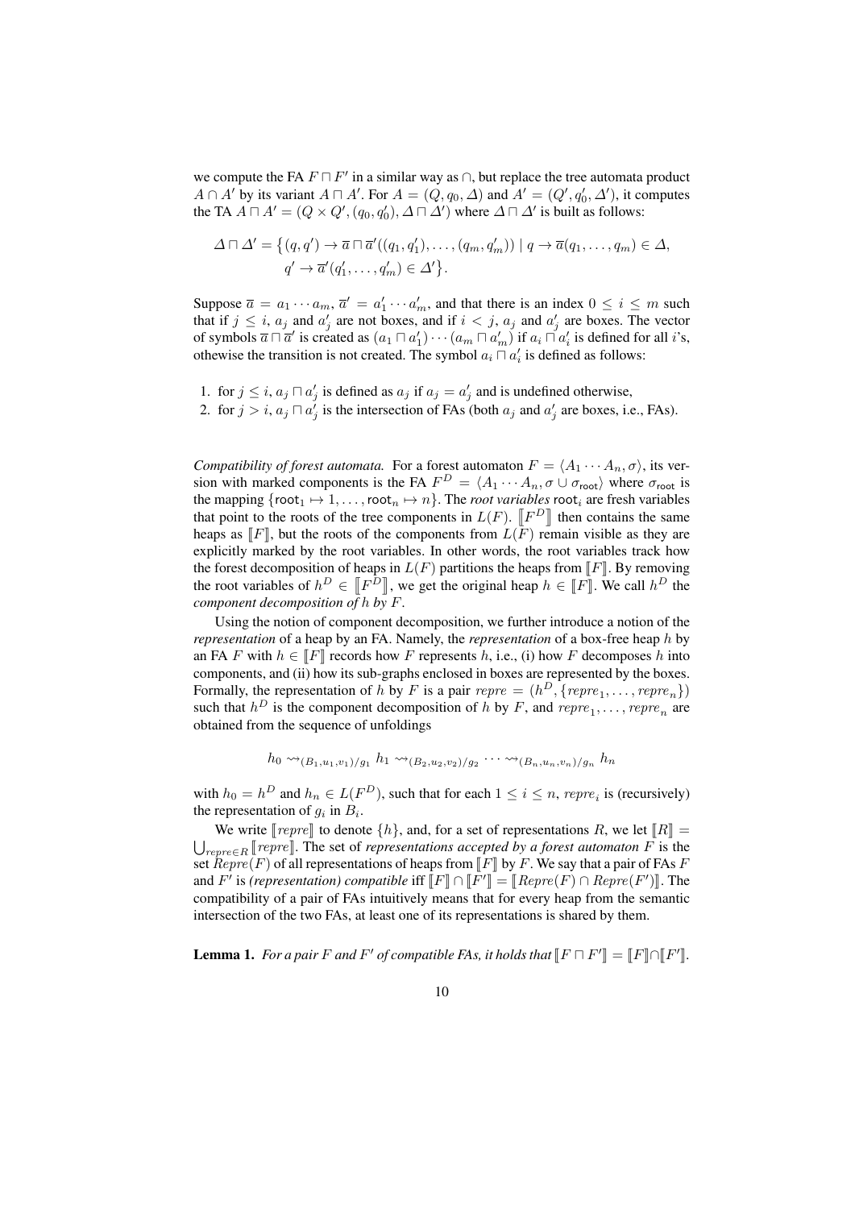we compute the FA $F \sqcap F'$ in a similar way as $\cap$, but replace the tree automata product $A \cap A'$ by its variant $A \sqcap A'$. For $A = (Q, q_0, \Delta)$ and $A' = (Q', q'_0, \Delta')$, it computes the TA $A \sqcap A' = (Q \times Q', (q_0, q'_0), \Delta \sqcap \Delta')$ where $\Delta \sqcap \Delta'$ is built as follows:

$$\Delta \sqcap \Delta' = \big\{(q, q') \to \overline{a} \sqcap \overline{a}'((q_1, q'_1), \ldots, (q_m, q'_m)) \mid q \to \overline{a}(q_1, \ldots, q_m) \in \Delta,\\ q' \to \overline{a}'(q'_1, \ldots, q'_m) \in \Delta'\big\}.$$

Suppose $\overline{a} = a_1 \cdots a_m$, $\overline{a}' = a'_1 \cdots a'_m$, and that there is an index $0 \leq i \leq m$ such that if $j \leq i$, $a_j$ and $a'_j$ are not boxes, and if $i < j$, $a_j$ and $a'_j$ are boxes. The vector of symbols $\overline{a} \sqcap \overline{a}'$ is created as $(a_1 \sqcap a'_1) \cdots (a_m \sqcap a'_m)$ if $a_i \sqcap a'_i$ is defined for all $i$'s, othewise the transition is not created. The symbol $a_i \sqcap a'_i$ is defined as follows:

1. for $j \leq i$, $a_j \sqcap a'_j$ is defined as $a_j$ if $a_j = a'_j$ and is undefined otherwise,
2. for $j > i$, $a_j \sqcap a'_j$ is the intersection of FAs (both $a_j$ and $a'_j$ are boxes, i.e., FAs).

*Compatibility of forest automata.* For a forest automaton $F = \langle A_1 \cdots A_n, \sigma\rangle$, its version with marked components is the FA $F^D = \langle A_1 \cdots A_n, \sigma \cup \sigma_{\mathsf{root}}\rangle$ where $\sigma_{\mathsf{root}}$ is the mapping $\{\mathsf{root}_1 \mapsto 1, \ldots, \mathsf{root}_n \mapsto n\}$. The *root variables* $\mathsf{root}_i$ are fresh variables that point to the roots of the tree components in $L(F)$. $[\![F^D]\!]$ then contains the same heaps as $[\![F]\!]$, but the roots of the components from $L(F)$ remain visible as they are explicitly marked by the root variables. In other words, the root variables track how the forest decomposition of heaps in $L(F)$ partitions the heaps from $[\![F]\!]$. By removing the root variables of $h^D \in [\![F^D]\!]$, we get the original heap $h \in [\![F]\!]$. We call $h^D$ the *component decomposition of* $h$ *by* $F$.

Using the notion of component decomposition, we further introduce a notion of the *representation* of a heap by an FA. Namely, the *representation* of a box-free heap $h$ by an FA $F$ with $h \in [\![F]\!]$ records how $F$ represents $h$, i.e., (i) how $F$ decomposes $h$ into components, and (ii) how its sub-graphs enclosed in boxes are represented by the boxes. Formally, the representation of $h$ by $F$ is a pair $\mathit{repre} = (h^D, \{\mathit{repre}_1, \ldots, \mathit{repre}_n\})$ such that $h^D$ is the component decomposition of $h$ by $F$, and $\mathit{repre}_1, \ldots, \mathit{repre}_n$ are obtained from the sequence of unfoldings

$$h_0 \rightsquigarrow_{(B_1,u_1,v_1)/g_1} h_1 \rightsquigarrow_{(B_2,u_2,v_2)/g_2} \cdots \rightsquigarrow_{(B_n,u_n,v_n)/g_n} h_n$$

with $h_0 = h^D$ and $h_n \in L(F^D)$, such that for each $1 \leq i \leq n$, $\mathit{repre}_i$ is (recursively) the representation of $g_i$ in $B_i$.

We write $[\![\mathit{repre}]\!]$ to denote $\{h\}$, and, for a set of representations $R$, we let $[\![R]\!] = \bigcup_{\mathit{repre} \in R} [\![\mathit{repre}]\!]$. The set of *representations accepted by a forest automaton* $F$ is the set $\mathit{Repre}(F)$ of all representations of heaps from $[\![F]\!]$ by $F$. We say that a pair of FAs $F$ and $F'$ is *(representation) compatible* iff $[\![F]\!] \cap [\![F']\!] = [\![\mathit{Repre}(F) \cap \mathit{Repre}(F')]\!]$. The compatibility of a pair of FAs intuitively means that for every heap from the semantic intersection of the two FAs, at least one of its representations is shared by them.

**Lemma 1.** *For a pair $F$ and $F'$ of compatible FAs, it holds that $[\![F \sqcap F']\!] = [\![F]\!] \cap [\![F']\!]$.*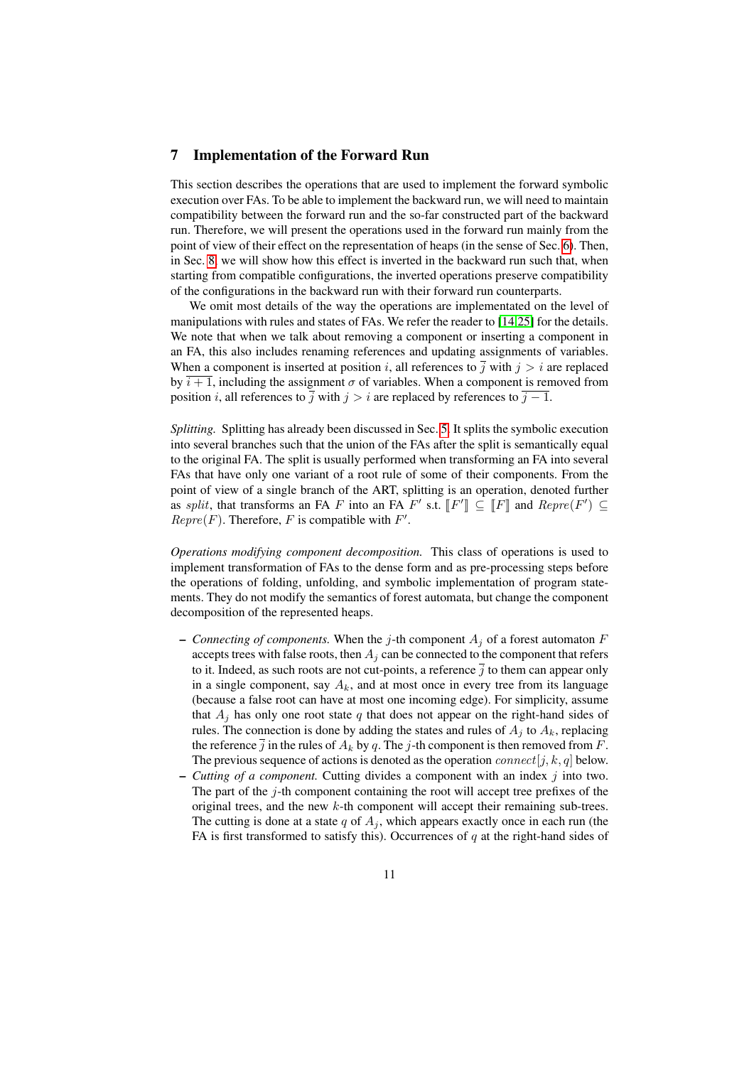## 7 Implementation of the Forward Run

This section describes the operations that are used to implement the forward symbolic execution over FAs. To be able to implement the backward run, we will need to maintain compatibility between the forward run and the so-far constructed part of the backward run. Therefore, we will present the operations used in the forward run mainly from the point of view of their effect on the representation of heaps (in the sense of Sec. 6). Then, in Sec. 8, we will show how this effect is inverted in the backward run such that, when starting from compatible configurations, the inverted operations preserve compatibility of the configurations in the backward run with their forward run counterparts.

We omit most details of the way the operations are implementated on the level of manipulations with rules and states of FAs. We refer the reader to [14,25] for the details. We note that when we talk about removing a component or inserting a component in an FA, this also includes renaming references and updating assignments of variables. When a component is inserted at position $i$, all references to $\overline{j}$ with $j > i$ are replaced by $\overline{i+1}$, including the assignment $\sigma$ of variables. When a component is removed from position $i$, all references to $\overline{j}$ with $j > i$ are replaced by references to $\overline{j-1}$.

*Splitting.* Splitting has already been discussed in Sec. 5. It splits the symbolic execution into several branches such that the union of the FAs after the split is semantically equal to the original FA. The split is usually performed when transforming an FA into several FAs that have only one variant of a root rule of some of their components. From the point of view of a single branch of the ART, splitting is an operation, denoted further as $split$, that transforms an FA $F$ into an FA $F'$ s.t. $[\![F']\!] \subseteq [\![F]\!]$ and $Repre(F') \subseteq Repre(F)$. Therefore, $F$ is compatible with $F'$.

*Operations modifying component decomposition.* This class of operations is used to implement transformation of FAs to the dense form and as pre-processing steps before the operations of folding, unfolding, and symbolic implementation of program statements. They do not modify the semantics of forest automata, but change the component decomposition of the represented heaps.

- *Connecting of components.* When the $j$-th component $A_j$ of a forest automaton $F$ accepts trees with false roots, then $A_j$ can be connected to the component that refers to it. Indeed, as such roots are not cut-points, a reference $\overline{j}$ to them can appear only in a single component, say $A_k$, and at most once in every tree from its language (because a false root can have at most one incoming edge). For simplicity, assume that $A_j$ has only one root state $q$ that does not appear on the right-hand sides of rules. The connection is done by adding the states and rules of $A_j$ to $A_k$, replacing the reference $\overline{j}$ in the rules of $A_k$ by $q$. The $j$-th component is then removed from $F$. The previous sequence of actions is denoted as the operation $connect[j, k, q]$ below.
- *Cutting of a component.* Cutting divides a component with an index $j$ into two. The part of the $j$-th component containing the root will accept tree prefixes of the original trees, and the new $k$-th component will accept their remaining sub-trees. The cutting is done at a state $q$ of $A_j$, which appears exactly once in each run (the FA is first transformed to satisfy this). Occurrences of $q$ at the right-hand sides of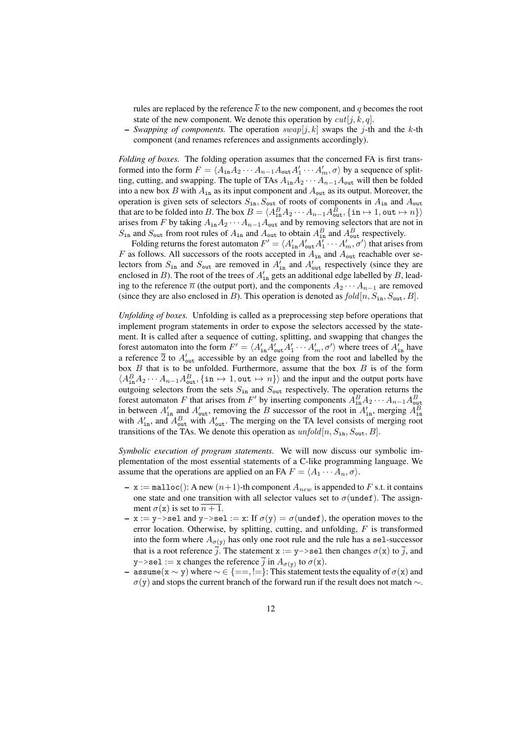rules are replaced by the reference $\overline{k}$ to the new component, and $q$ becomes the root state of the new component. We denote this operation by $cut[j, k, q]$.

- *Swapping of components.* The operation $swap[j, k]$ swaps the $j$-th and the $k$-th component (and renames references and assignments accordingly).

*Folding of boxes.* The folding operation assumes that the concerned FA is first transformed into the form $F = \langle A_{\mathtt{in}} A_2 \cdots A_{n-1} A_{\mathtt{out}} A'_1 \cdots A'_m, \sigma \rangle$ by a sequence of splitting, cutting, and swapping. The tuple of TAs $A_{\mathtt{in}} A_2 \cdots A_{n-1} A_{\mathtt{out}}$ will then be folded into a new box $B$ with $A_{\mathtt{in}}$ as its input component and $A_{\mathtt{out}}$ as its output. Moreover, the operation is given sets of selectors $S_{\mathtt{in}}, S_{\mathtt{out}}$ of roots of components in $A_{\mathtt{in}}$ and $A_{\mathtt{out}}$ that are to be folded into $B$. The box $B = \langle A^B_{\mathtt{in}} A_2 \cdots A_{n-1} A^B_{\mathtt{out}}, \{\mathtt{in} \mapsto 1, \mathtt{out} \mapsto n\} \rangle$ arises from $F$ by taking $A_{\mathtt{in}} A_2 \cdots A_{n-1} A_{\mathtt{out}}$ and by removing selectors that are not in $S_{\mathtt{in}}$ and $S_{\mathtt{out}}$ from root rules of $A_{\mathtt{in}}$ and $A_{\mathtt{out}}$ to obtain $A^B_{\mathtt{in}}$ and $A^B_{\mathtt{out}}$ respectively.

Folding returns the forest automaton $F' = \langle A'_{\mathtt{in}} A'_{\mathtt{out}} A'_1 \cdots A'_m, \sigma' \rangle$ that arises from $F$ as follows. All successors of the roots accepted in $A_{\mathtt{in}}$ and $A_{\mathtt{out}}$ reachable over selectors from $S_{\mathtt{in}}$ and $S_{\mathtt{out}}$ are removed in $A'_{\mathtt{in}}$ and $A'_{\mathtt{out}}$ respectively (since they are enclosed in $B$). The root of the trees of $A'_{\mathtt{in}}$ gets an additional edge labelled by $B$, leading to the reference $\overline{n}$ (the output port), and the components $A_2 \cdots A_{n-1}$ are removed (since they are also enclosed in $B$). This operation is denoted as $fold[n, S_{\mathtt{in}}, S_{\mathtt{out}}, B]$.

*Unfolding of boxes.* Unfolding is called as a preprocessing step before operations that implement program statements in order to expose the selectors accessed by the statement. It is called after a sequence of cutting, splitting, and swapping that changes the forest automaton into the form $F' = \langle A'_{\mathtt{in}} A'_{\mathtt{out}} A'_1 \cdots A'_m, \sigma' \rangle$ where trees of $A'_{\mathtt{in}}$ have a reference $\overline{2}$ to $A'_{\mathtt{out}}$ accessible by an edge going from the root and labelled by the box $B$ that is to be unfolded. Furthermore, assume that the box $B$ is of the form $\langle A^B_{\mathtt{in}} A_2 \cdots A_{n-1} A^B_{\mathtt{out}}, \{\mathtt{in} \mapsto 1, \mathtt{out} \mapsto n\} \rangle$ and the input and the output ports have outgoing selectors from the sets $S_{\mathtt{in}}$ and $S_{\mathtt{out}}$ respectively. The operation returns the forest automaton $F$ that arises from $F'$ by inserting components $A^B_{\mathtt{in}} A_2 \cdots A_{n-1} A^B_{\mathtt{out}}$ in between $A'_{\mathtt{in}}$ and $A'_{\mathtt{out}}$, removing the $B$ successor of the root in $A'_{\mathtt{in}}$, merging $A^B_{\mathtt{in}}$ with $A'_{\mathtt{in}}$, and $A^B_{\mathtt{out}}$ with $A'_{\mathtt{out}}$. The merging on the TA level consists of merging root transitions of the TAs. We denote this operation as $unfold[n, S_{\mathtt{in}}, S_{\mathtt{out}}, B]$.

*Symbolic execution of program statements.* We will now discuss our symbolic implementation of the most essential statements of a C-like programming language. We assume that the operations are applied on an FA $F = \langle A_1 \cdots A_n, \sigma \rangle$.

- $\mathtt{x} := \mathtt{malloc}()$: A new $(n+1)$-th component $A_{new}$ is appended to $F$ s.t. it contains one state and one transition with all selector values set to $\sigma(\mathtt{undef})$. The assignment $\sigma(\mathtt{x})$ is set to $\overline{n+1}$.
- $\mathtt{x} := \mathtt{y\text{->}sel}$ and $\mathtt{y\text{->}sel} := \mathtt{x}$: If $\sigma(\mathtt{y}) = \sigma(\mathtt{undef})$, the operation moves to the error location. Otherwise, by splitting, cutting, and unfolding, $F$ is transformed into the form where $A_{\sigma(\mathtt{y})}$ has only one root rule and the rule has a $\mathtt{sel}$-successor that is a root reference $\overline{j}$. The statement $\mathtt{x} := \mathtt{y\text{->}sel}$ then changes $\sigma(\mathtt{x})$ to $\overline{j}$, and $\mathtt{y\text{->}sel} := \mathtt{x}$ changes the reference $\overline{j}$ in $A_{\sigma(\mathtt{y})}$ to $\sigma(\mathtt{x})$.
- $\mathtt{assume}(\mathtt{x} \sim \mathtt{y})$ where $\sim \in \{==, !=\}$: This statement tests the equality of $\sigma(\mathtt{x})$ and $\sigma(\mathtt{y})$ and stops the current branch of the forward run if the result does not match $\sim$.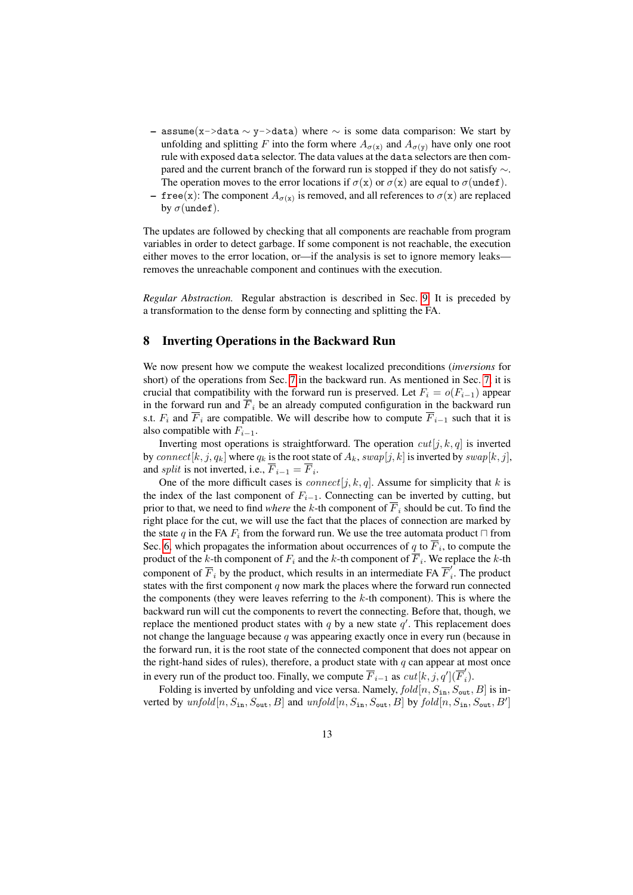- `assume(x->data` $\sim$ `y->data)` where $\sim$ is some data comparison: We start by unfolding and splitting $F$ into the form where $A_{\sigma(\mathtt{x})}$ and $A_{\sigma(\mathtt{y})}$ have only one root rule with exposed `data` selector. The data values at the `data` selectors are then compared and the current branch of the forward run is stopped if they do not satisfy $\sim$. The operation moves to the error locations if $\sigma(\mathtt{x})$ or $\sigma(\mathtt{x})$ are equal to $\sigma(\mathtt{undef})$.
- `free(x)`: The component $A_{\sigma(\mathtt{x})}$ is removed, and all references to $\sigma(\mathtt{x})$ are replaced by $\sigma(\mathtt{undef})$.

The updates are followed by checking that all components are reachable from program variables in order to detect garbage. If some component is not reachable, the execution either moves to the error location, or—if the analysis is set to ignore memory leaks—removes the unreachable component and continues with the execution.

*Regular Abstraction.* Regular abstraction is described in Sec. 9. It is preceded by a transformation to the dense form by connecting and splitting the FA.

## 8 Inverting Operations in the Backward Run

We now present how we compute the weakest localized preconditions (*inversions* for short) of the operations from Sec. 7 in the backward run. As mentioned in Sec. 7, it is crucial that compatibility with the forward run is preserved. Let $F_i = o(F_{i-1})$ appear in the forward run and $\overline{F}_i$ be an already computed configuration in the backward run s.t. $F_i$ and $\overline{F}_i$ are compatible. We will describe how to compute $\overline{F}_{i-1}$ such that it is also compatible with $F_{i-1}$.

Inverting most operations is straightforward. The operation $cut[j, k, q]$ is inverted by $connect[k, j, q_k]$ where $q_k$ is the root state of $A_k$, $swap[j, k]$ is inverted by $swap[k, j]$, and $split$ is not inverted, i.e., $\overline{F}_{i-1} = \overline{F}_i$.

One of the more difficult cases is $connect[j, k, q]$. Assume for simplicity that $k$ is the index of the last component of $F_{i-1}$. Connecting can be inverted by cutting, but prior to that, we need to find *where* the $k$-th component of $\overline{F}_i$ should be cut. To find the right place for the cut, we will use the fact that the places of connection are marked by the state $q$ in the FA $F_i$ from the forward run. We use the tree automata product $\sqcap$ from Sec. 6, which propagates the information about occurrences of $q$ to $\overline{F}_i$, to compute the product of the $k$-th component of $F_i$ and the $k$-th component of $\overline{F}_i$. We replace the $k$-th component of $\overline{F}_i$ by the product, which results in an intermediate FA $\overline{F}'_i$. The product states with the first component $q$ now mark the places where the forward run connected the components (they were leaves referring to the $k$-th component). This is where the backward run will cut the components to revert the connecting. Before that, though, we replace the mentioned product states with $q$ by a new state $q'$. This replacement does not change the language because $q$ was appearing exactly once in every run (because in the forward run, it is the root state of the connected component that does not appear on the right-hand sides of rules), therefore, a product state with $q$ can appear at most once in every run of the product too. Finally, we compute $\overline{F}_{i-1}$ as $cut[k, j, q'](\overline{F}'_i)$.

Folding is inverted by unfolding and vice versa. Namely, $fold[n, S_{\mathtt{in}}, S_{\mathtt{out}}, B]$ is inverted by $unfold[n, S_{\mathtt{in}}, S_{\mathtt{out}}, B]$ and $unfold[n, S_{\mathtt{in}}, S_{\mathtt{out}}, B]$ by $fold[n, S_{\mathtt{in}}, S_{\mathtt{out}}, B']$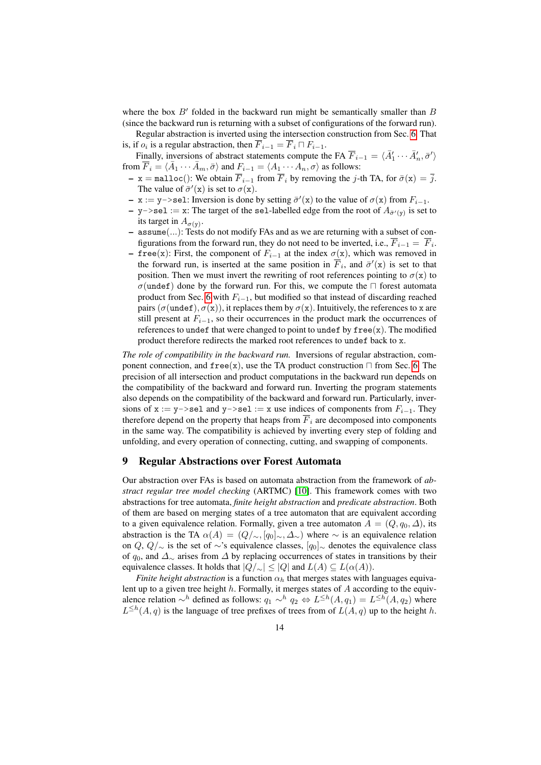where the box $B'$ folded in the backward run might be semantically smaller than $B$ (since the backward run is returning with a subset of configurations of the forward run).

Regular abstraction is inverted using the intersection construction from Sec. 6. That is, if $o_i$ is a regular abstraction, then $\overline{F}_{i-1} = \overline{F}_i \sqcap F_{i-1}$.

Finally, inversions of abstract statements compute the FA $\overline{F}_{i-1} = \langle \bar{A}'_1 \cdots \bar{A}'_n, \bar{\sigma}' \rangle$ from $\overline{F}_i = \langle \bar{A}_1 \cdots \bar{A}_m, \bar{\sigma} \rangle$ and $F_{i-1} = \langle A_1 \cdots A_n, \sigma \rangle$ as follows:

- $\mathtt{x} = \mathtt{malloc}()$: We obtain $\overline{F}_{i-1}$ from $\overline{F}_i$ by removing the $j$-th TA, for $\bar{\sigma}(\mathtt{x}) = \overline{j}$. The value of $\bar{\sigma}'(\mathtt{x})$ is set to $\sigma(\mathtt{x})$.
- $\mathtt{x} := \mathtt{y}\text{->}\mathtt{sel}$: Inversion is done by setting $\bar{\sigma}'(\mathtt{x})$ to the value of $\sigma(\mathtt{x})$ from $F_{i-1}$.
- $\mathtt{y}\text{->}\mathtt{sel} := \mathtt{x}$: The target of the $\mathtt{sel}$-labelled edge from the root of $A_{\bar{\sigma}'(\mathtt{y})}$ is set to its target in $A_{\sigma(\mathtt{y})}$.
- $\mathtt{assume}(\ldots)$: Tests do not modify FAs and as we are returning with a subset of configurations from the forward run, they do not need to be inverted, i.e., $\overline{F}_{i-1} = \overline{F}_i$.
- $\mathtt{free}(\mathtt{x})$: First, the component of $F_{i-1}$ at the index $\sigma(\mathtt{x})$, which was removed in the forward run, is inserted at the same position in $\overline{F}_i$, and $\bar{\sigma}'(\mathtt{x})$ is set to that position. Then we must invert the rewriting of root references pointing to $\sigma(\mathtt{x})$ to $\sigma(\mathtt{undef})$ done by the forward run. For this, we compute the $\sqcap$ forest automata product from Sec. 6 with $F_{i-1}$, but modified so that instead of discarding reached pairs $(\sigma(\mathtt{undef}), \sigma(\mathtt{x}))$, it replaces them by $\sigma(\mathtt{x})$. Intuitively, the references to $\mathtt{x}$ are still present at $F_{i-1}$, so their occurrences in the product mark the occurrences of references to $\mathtt{undef}$ that were changed to point to $\mathtt{undef}$ by $\mathtt{free}(\mathtt{x})$. The modified product therefore redirects the marked root references to $\mathtt{undef}$ back to $\mathtt{x}$.

*The role of compatibility in the backward run.* Inversions of regular abstraction, component connection, and $\mathtt{free}(\mathtt{x})$, use the TA product construction $\sqcap$ from Sec. 6. The precision of all intersection and product computations in the backward run depends on the compatibility of the backward and forward run. Inverting the program statements also depends on the compatibility of the backward and forward run. Particularly, inversions of $\mathtt{x} := \mathtt{y}\text{->}\mathtt{sel}$ and $\mathtt{y}\text{->}\mathtt{sel} := \mathtt{x}$ use indices of components from $F_{i-1}$. They therefore depend on the property that heaps from $\overline{F}_i$ are decomposed into components in the same way. The compatibility is achieved by inverting every step of folding and unfolding, and every operation of connecting, cutting, and swapping of components.

## 9 Regular Abstractions over Forest Automata

Our abstraction over FAs is based on automata abstraction from the framework of *abstract regular tree model checking* (ARTMC) [10]. This framework comes with two abstractions for tree automata, *finite height abstraction* and *predicate abstraction*. Both of them are based on merging states of a tree automaton that are equivalent according to a given equivalence relation. Formally, given a tree automaton $A = (Q, q_0, \Delta)$, its abstraction is the TA $\alpha(A) = (Q/_\sim, [q_0]_\sim, \Delta_\sim)$ where $\sim$ is an equivalence relation on $Q$, $Q/_\sim$ is the set of $\sim$'s equivalence classes, $[q_0]_\sim$ denotes the equivalence class of $q_0$, and $\Delta_\sim$ arises from $\Delta$ by replacing occurrences of states in transitions by their equivalence classes. It holds that $|Q/_\sim| \leq |Q|$ and $L(A) \subseteq L(\alpha(A))$.

*Finite height abstraction* is a function $\alpha_h$ that merges states with languages equivalent up to a given tree height $h$. Formally, it merges states of $A$ according to the equivalence relation $\sim^h$ defined as follows: $q_1 \sim^h q_2 \Leftrightarrow L^{\leq h}(A, q_1) = L^{\leq h}(A, q_2)$ where $L^{\leq h}(A, q)$ is the language of tree prefixes of trees from of $L(A, q)$ up to the height $h$.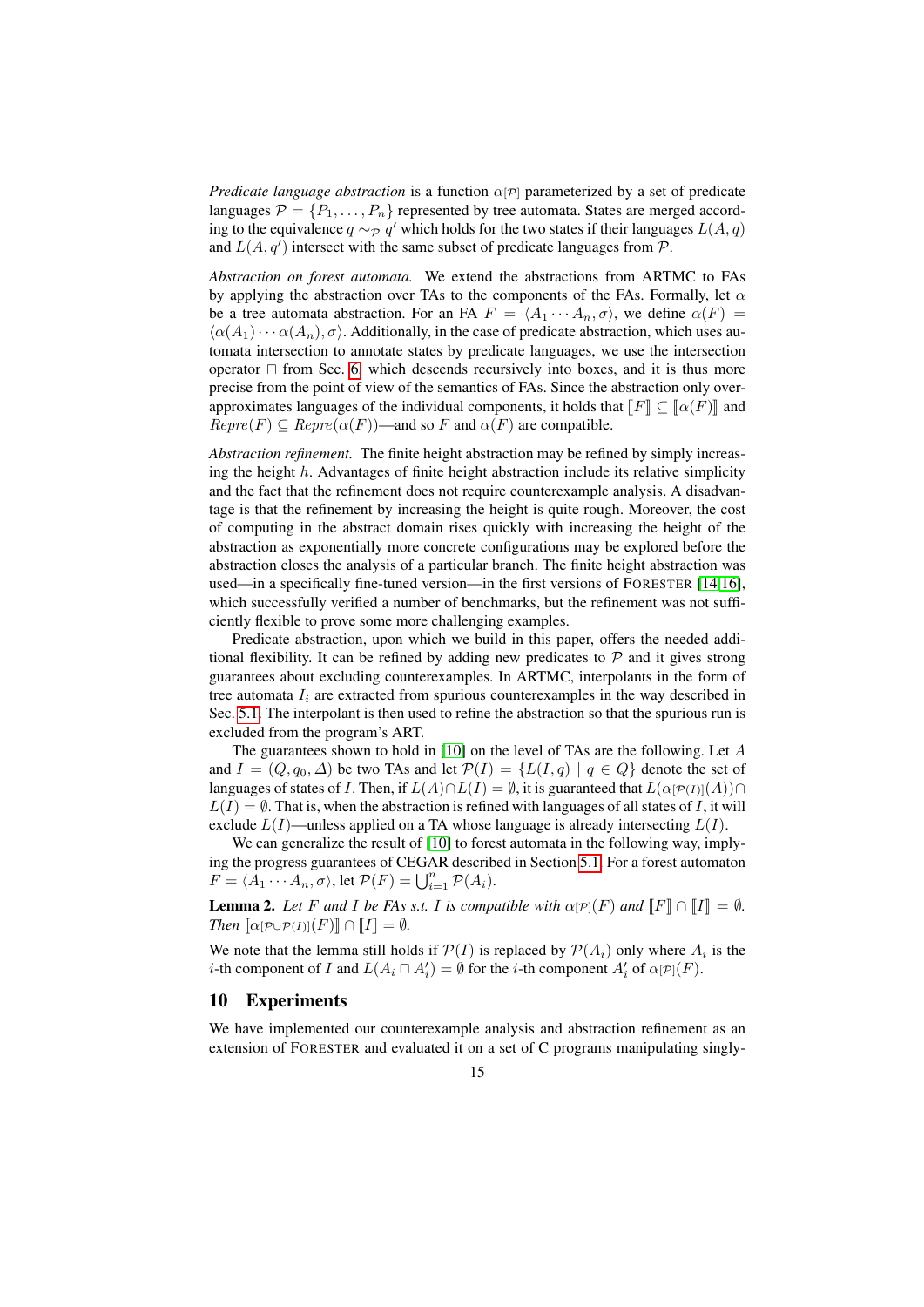*Predicate language abstraction* is a function $\alpha_{[\mathcal{P}]}$ parameterized by a set of predicate languages $\mathcal{P} = \{P_1, \ldots, P_n\}$ represented by tree automata. States are merged according to the equivalence $q \sim_{\mathcal{P}} q'$ which holds for the two states if their languages $L(A, q)$ and $L(A, q')$ intersect with the same subset of predicate languages from $\mathcal{P}$.

*Abstraction on forest automata.* We extend the abstractions from ARTMC to FAs by applying the abstraction over TAs to the components of the FAs. Formally, let $\alpha$ be a tree automata abstraction. For an FA $F = \langle A_1 \cdots A_n, \sigma \rangle$, we define $\alpha(F) = \langle \alpha(A_1) \cdots \alpha(A_n), \sigma \rangle$. Additionally, in the case of predicate abstraction, which uses automata intersection to annotate states by predicate languages, we use the intersection operator $\sqcap$ from Sec. 6, which descends recursively into boxes, and it is thus more precise from the point of view of the semantics of FAs. Since the abstraction only over-approximates languages of the individual components, it holds that $[\![F]\!] \subseteq [\![\alpha(F)]\!]$ and $Repre(F) \subseteq Repre(\alpha(F))$—and so $F$ and $\alpha(F)$ are compatible.

*Abstraction refinement.* The finite height abstraction may be refined by simply increasing the height $h$. Advantages of finite height abstraction include its relative simplicity and the fact that the refinement does not require counterexample analysis. A disadvantage is that the refinement by increasing the height is quite rough. Moreover, the cost of computing in the abstract domain rises quickly with increasing the height of the abstraction as exponentially more concrete configurations may be explored before the abstraction closes the analysis of a particular branch. The finite height abstraction was used—in a specifically fine-tuned version—in the first versions of FORESTER [14,16], which successfully verified a number of benchmarks, but the refinement was not sufficiently flexible to prove some more challenging examples.

Predicate abstraction, upon which we build in this paper, offers the needed additional flexibility. It can be refined by adding new predicates to $\mathcal{P}$ and it gives strong guarantees about excluding counterexamples. In ARTMC, interpolants in the form of tree automata $I_i$ are extracted from spurious counterexamples in the way described in Sec. 5.1. The interpolant is then used to refine the abstraction so that the spurious run is excluded from the program's ART.

The guarantees shown to hold in [10] on the level of TAs are the following. Let $A$ and $I = (Q, q_0, \Delta)$ be two TAs and let $\mathcal{P}(I) = \{L(I, q) \mid q \in Q\}$ denote the set of languages of states of $I$. Then, if $L(A) \cap L(I) = \emptyset$, it is guaranteed that $L(\alpha_{[\mathcal{P}(I)]}(A)) \cap L(I) = \emptyset$. That is, when the abstraction is refined with languages of all states of $I$, it will exclude $L(I)$—unless applied on a TA whose language is already intersecting $L(I)$.

We can generalize the result of [10] to forest automata in the following way, implying the progress guarantees of CEGAR described in Section 5.1. For a forest automaton $F = \langle A_1 \cdots A_n, \sigma \rangle$, let $\mathcal{P}(F) = \bigcup_{i=1}^{n} \mathcal{P}(A_i)$.

**Lemma 2.** *Let $F$ and $I$ be FAs s.t. $I$ is compatible with $\alpha_{[\mathcal{P}]}(F)$ and $[\![F]\!] \cap [\![I]\!] = \emptyset$. Then $[\![\alpha_{[\mathcal{P} \cup \mathcal{P}(I)]}(F)]\!] \cap [\![I]\!] = \emptyset$.*

We note that the lemma still holds if $\mathcal{P}(I)$ is replaced by $\mathcal{P}(A_i)$ only where $A_i$ is the $i$-th component of $I$ and $L(A_i \sqcap A_i') = \emptyset$ for the $i$-th component $A_i'$ of $\alpha_{[\mathcal{P}]}(F)$.

## 10 Experiments

We have implemented our counterexample analysis and abstraction refinement as an extension of FORESTER and evaluated it on a set of C programs manipulating singly-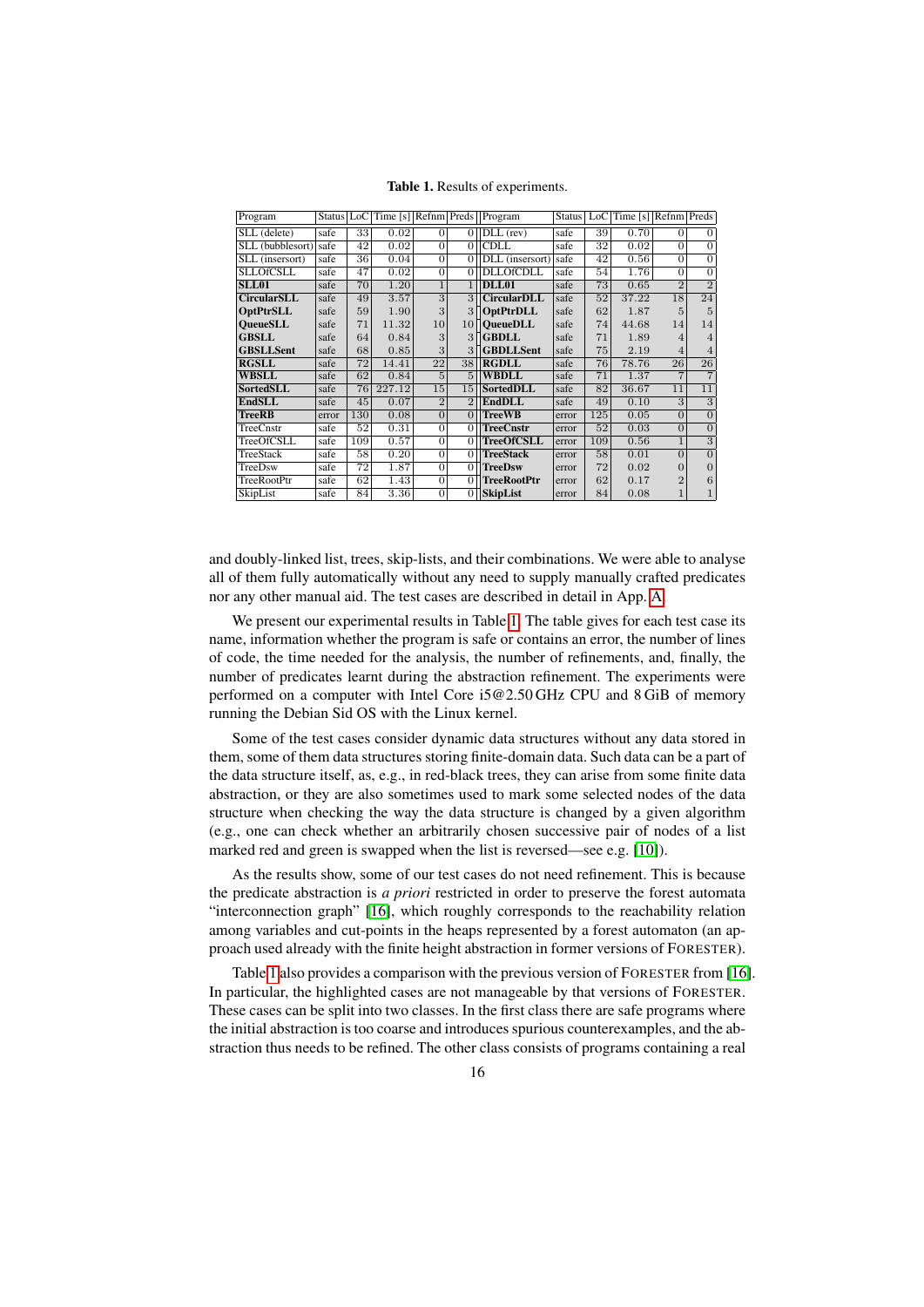**Table 1.** Results of experiments.

| Program | Status | LoC | Time [s] | Refnm | Preds | Program | Status | LoC | Time [s] | Refnm | Preds |
|---|---|---|---|---|---|---|---|---|---|---|---|
| SLL (delete) | safe | 33 | 0.02 | 0 | 0 | DLL (rev) | safe | 39 | 0.70 | 0 | 0 |
| SLL (bubblesort) | safe | 42 | 0.02 | 0 | 0 | CDLL | safe | 32 | 0.02 | 0 | 0 |
| SLL (insersort) | safe | 36 | 0.04 | 0 | 0 | DLL (insersort) | safe | 42 | 0.56 | 0 | 0 |
| SLLOfCSLL | safe | 47 | 0.02 | 0 | 0 | DLLOfCDLL | safe | 54 | 1.76 | 0 | 0 |
| **SLL01** | safe | 70 | 1.20 | 1 | 1 | **DLL01** | safe | 73 | 0.65 | 2 | 2 |
| **CircularSLL** | safe | 49 | 3.57 | 3 | 3 | **CircularDLL** | safe | 52 | 37.22 | 18 | 24 |
| **OptPtrSLL** | safe | 59 | 1.90 | 3 | 3 | **OptPtrDLL** | safe | 62 | 1.87 | 5 | 5 |
| **QueueSLL** | safe | 71 | 11.32 | 10 | 10 | **QueueDLL** | safe | 74 | 44.68 | 14 | 14 |
| **GBSLL** | safe | 64 | 0.84 | 3 | 3 | **GBDLL** | safe | 71 | 1.89 | 4 | 4 |
| **GBSLLSent** | safe | 68 | 0.85 | 3 | 3 | **GBDLLSent** | safe | 75 | 2.19 | 4 | 4 |
| **RGSLL** | safe | 72 | 14.41 | 22 | 38 | **RGDLL** | safe | 76 | 78.76 | 26 | 26 |
| **WBSLL** | safe | 62 | 0.84 | 5 | 5 | **WBDLL** | safe | 71 | 1.37 | 7 | 7 |
| **SortedSLL** | safe | 76 | 227.12 | 15 | 15 | **SortedDLL** | safe | 82 | 36.67 | 11 | 11 |
| **EndSLL** | safe | 45 | 0.07 | 2 | 2 | **EndDLL** | safe | 49 | 0.10 | 3 | 3 |
| **TreeRB** | error | 130 | 0.08 | 0 | 0 | **TreeWB** | error | 125 | 0.05 | 0 | 0 |
| TreeCnstr | safe | 52 | 0.31 | 0 | 0 | **TreeCnstr** | error | 52 | 0.03 | 0 | 0 |
| TreeOfCSLL | safe | 109 | 0.57 | 0 | 0 | **TreeOfCSLL** | error | 109 | 0.56 | 1 | 3 |
| TreeStack | safe | 58 | 0.20 | 0 | 0 | **TreeStack** | error | 58 | 0.01 | 0 | 0 |
| TreeDsw | safe | 72 | 1.87 | 0 | 0 | **TreeDsw** | error | 72 | 0.02 | 0 | 0 |
| TreeRootPtr | safe | 62 | 1.43 | 0 | 0 | **TreeRootPtr** | error | 62 | 0.17 | 2 | 6 |
| SkipList | safe | 84 | 3.36 | 0 | 0 | **SkipList** | error | 84 | 0.08 | 1 | 1 |

and doubly-linked list, trees, skip-lists, and their combinations. We were able to analyse all of them fully automatically without any need to supply manually crafted predicates nor any other manual aid. The test cases are described in detail in App. A.

We present our experimental results in Table 1. The table gives for each test case its name, information whether the program is safe or contains an error, the number of lines of code, the time needed for the analysis, the number of refinements, and, finally, the number of predicates learnt during the abstraction refinement. The experiments were performed on a computer with Intel Core i5@2.50 GHz CPU and 8 GiB of memory running the Debian Sid OS with the Linux kernel.

Some of the test cases consider dynamic data structures without any data stored in them, some of them data structures storing finite-domain data. Such data can be a part of the data structure itself, as, e.g., in red-black trees, they can arise from some finite data abstraction, or they are also sometimes used to mark some selected nodes of the data structure when checking the way the data structure is changed by a given algorithm (e.g., one can check whether an arbitrarily chosen successive pair of nodes of a list marked red and green is swapped when the list is reversed—see e.g. [10]).

As the results show, some of our test cases do not need refinement. This is because the predicate abstraction is *a priori* restricted in order to preserve the forest automata "interconnection graph" [16], which roughly corresponds to the reachability relation among variables and cut-points in the heaps represented by a forest automaton (an approach used already with the finite height abstraction in former versions of FORESTER).

Table 1 also provides a comparison with the previous version of FORESTER from [16]. In particular, the highlighted cases are not manageable by that versions of FORESTER. These cases can be split into two classes. In the first class there are safe programs where the initial abstraction is too coarse and introduces spurious counterexamples, and the abstraction thus needs to be refined. The other class consists of programs containing a real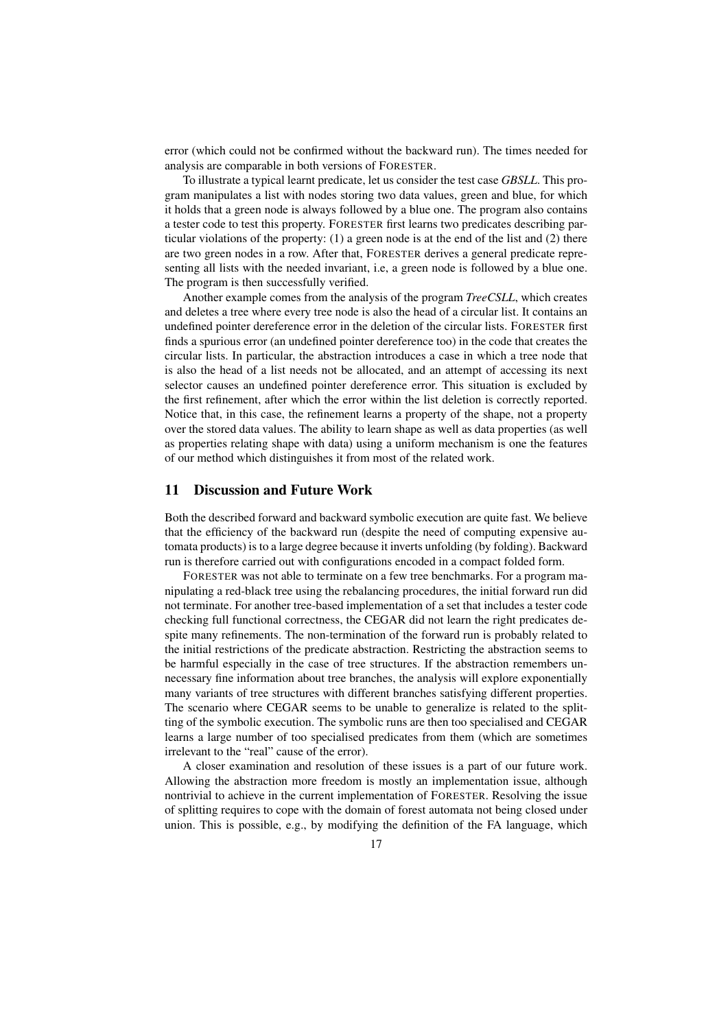error (which could not be confirmed without the backward run). The times needed for analysis are comparable in both versions of FORESTER.

To illustrate a typical learnt predicate, let us consider the test case *GBSLL*. This program manipulates a list with nodes storing two data values, green and blue, for which it holds that a green node is always followed by a blue one. The program also contains a tester code to test this property. FORESTER first learns two predicates describing particular violations of the property: (1) a green node is at the end of the list and (2) there are two green nodes in a row. After that, FORESTER derives a general predicate representing all lists with the needed invariant, i.e, a green node is followed by a blue one. The program is then successfully verified.

Another example comes from the analysis of the program *TreeCSLL*, which creates and deletes a tree where every tree node is also the head of a circular list. It contains an undefined pointer dereference error in the deletion of the circular lists. FORESTER first finds a spurious error (an undefined pointer dereference too) in the code that creates the circular lists. In particular, the abstraction introduces a case in which a tree node that is also the head of a list needs not be allocated, and an attempt of accessing its next selector causes an undefined pointer dereference error. This situation is excluded by the first refinement, after which the error within the list deletion is correctly reported. Notice that, in this case, the refinement learns a property of the shape, not a property over the stored data values. The ability to learn shape as well as data properties (as well as properties relating shape with data) using a uniform mechanism is one the features of our method which distinguishes it from most of the related work.

## 11 Discussion and Future Work

Both the described forward and backward symbolic execution are quite fast. We believe that the efficiency of the backward run (despite the need of computing expensive automata products) is to a large degree because it inverts unfolding (by folding). Backward run is therefore carried out with configurations encoded in a compact folded form.

FORESTER was not able to terminate on a few tree benchmarks. For a program manipulating a red-black tree using the rebalancing procedures, the initial forward run did not terminate. For another tree-based implementation of a set that includes a tester code checking full functional correctness, the CEGAR did not learn the right predicates despite many refinements. The non-termination of the forward run is probably related to the initial restrictions of the predicate abstraction. Restricting the abstraction seems to be harmful especially in the case of tree structures. If the abstraction remembers unnecessary fine information about tree branches, the analysis will explore exponentially many variants of tree structures with different branches satisfying different properties. The scenario where CEGAR seems to be unable to generalize is related to the splitting of the symbolic execution. The symbolic runs are then too specialised and CEGAR learns a large number of too specialised predicates from them (which are sometimes irrelevant to the "real" cause of the error).

A closer examination and resolution of these issues is a part of our future work. Allowing the abstraction more freedom is mostly an implementation issue, although nontrivial to achieve in the current implementation of FORESTER. Resolving the issue of splitting requires to cope with the domain of forest automata not being closed under union. This is possible, e.g., by modifying the definition of the FA language, which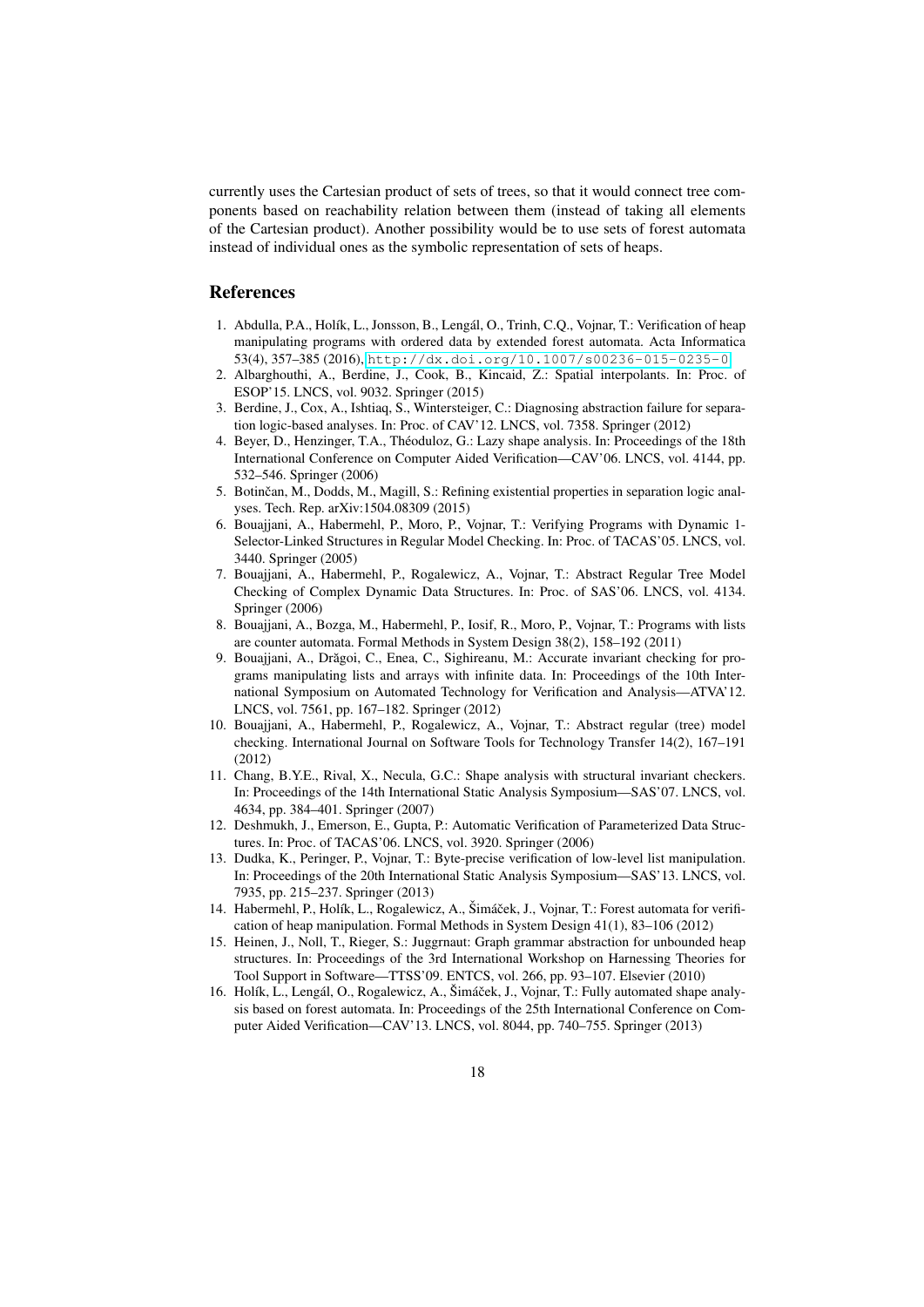currently uses the Cartesian product of sets of trees, so that it would connect tree components based on reachability relation between them (instead of taking all elements of the Cartesian product). Another possibility would be to use sets of forest automata instead of individual ones as the symbolic representation of sets of heaps.

## References

1. Abdulla, P.A., Holík, L., Jonsson, B., Lengál, O., Trinh, C.Q., Vojnar, T.: Verification of heap manipulating programs with ordered data by extended forest automata. Acta Informatica 53(4), 357–385 (2016), http://dx.doi.org/10.1007/s00236-015-0235-0
2. Albarghouthi, A., Berdine, J., Cook, B., Kincaid, Z.: Spatial interpolants. In: Proc. of ESOP'15. LNCS, vol. 9032. Springer (2015)
3. Berdine, J., Cox, A., Ishtiaq, S., Wintersteiger, C.: Diagnosing abstraction failure for separation logic-based analyses. In: Proc. of CAV'12. LNCS, vol. 7358. Springer (2012)
4. Beyer, D., Henzinger, T.A., Théoduloz, G.: Lazy shape analysis. In: Proceedings of the 18th International Conference on Computer Aided Verification—CAV'06. LNCS, vol. 4144, pp. 532–546. Springer (2006)
5. Botinčan, M., Dodds, M., Magill, S.: Refining existential properties in separation logic analyses. Tech. Rep. arXiv:1504.08309 (2015)
6. Bouajjani, A., Habermehl, P., Moro, P., Vojnar, T.: Verifying Programs with Dynamic 1-Selector-Linked Structures in Regular Model Checking. In: Proc. of TACAS'05. LNCS, vol. 3440. Springer (2005)
7. Bouajjani, A., Habermehl, P., Rogalewicz, A., Vojnar, T.: Abstract Regular Tree Model Checking of Complex Dynamic Data Structures. In: Proc. of SAS'06. LNCS, vol. 4134. Springer (2006)
8. Bouajjani, A., Bozga, M., Habermehl, P., Iosif, R., Moro, P., Vojnar, T.: Programs with lists are counter automata. Formal Methods in System Design 38(2), 158–192 (2011)
9. Bouajjani, A., Drăgoi, C., Enea, C., Sighireanu, M.: Accurate invariant checking for programs manipulating lists and arrays with infinite data. In: Proceedings of the 10th International Symposium on Automated Technology for Verification and Analysis—ATVA'12. LNCS, vol. 7561, pp. 167–182. Springer (2012)
10. Bouajjani, A., Habermehl, P., Rogalewicz, A., Vojnar, T.: Abstract regular (tree) model checking. International Journal on Software Tools for Technology Transfer 14(2), 167–191 (2012)
11. Chang, B.Y.E., Rival, X., Necula, G.C.: Shape analysis with structural invariant checkers. In: Proceedings of the 14th International Static Analysis Symposium—SAS'07. LNCS, vol. 4634, pp. 384–401. Springer (2007)
12. Deshmukh, J., Emerson, E., Gupta, P.: Automatic Verification of Parameterized Data Structures. In: Proc. of TACAS'06. LNCS, vol. 3920. Springer (2006)
13. Dudka, K., Peringer, P., Vojnar, T.: Byte-precise verification of low-level list manipulation. In: Proceedings of the 20th International Static Analysis Symposium—SAS'13. LNCS, vol. 7935, pp. 215–237. Springer (2013)
14. Habermehl, P., Holík, L., Rogalewicz, A., Šimáček, J., Vojnar, T.: Forest automata for verification of heap manipulation. Formal Methods in System Design 41(1), 83–106 (2012)
15. Heinen, J., Noll, T., Rieger, S.: Juggrnaut: Graph grammar abstraction for unbounded heap structures. In: Proceedings of the 3rd International Workshop on Harnessing Theories for Tool Support in Software—TTSS'09. ENTCS, vol. 266, pp. 93–107. Elsevier (2010)
16. Holík, L., Lengál, O., Rogalewicz, A., Šimáček, J., Vojnar, T.: Fully automated shape analysis based on forest automata. In: Proceedings of the 25th International Conference on Computer Aided Verification—CAV'13. LNCS, vol. 8044, pp. 740–755. Springer (2013)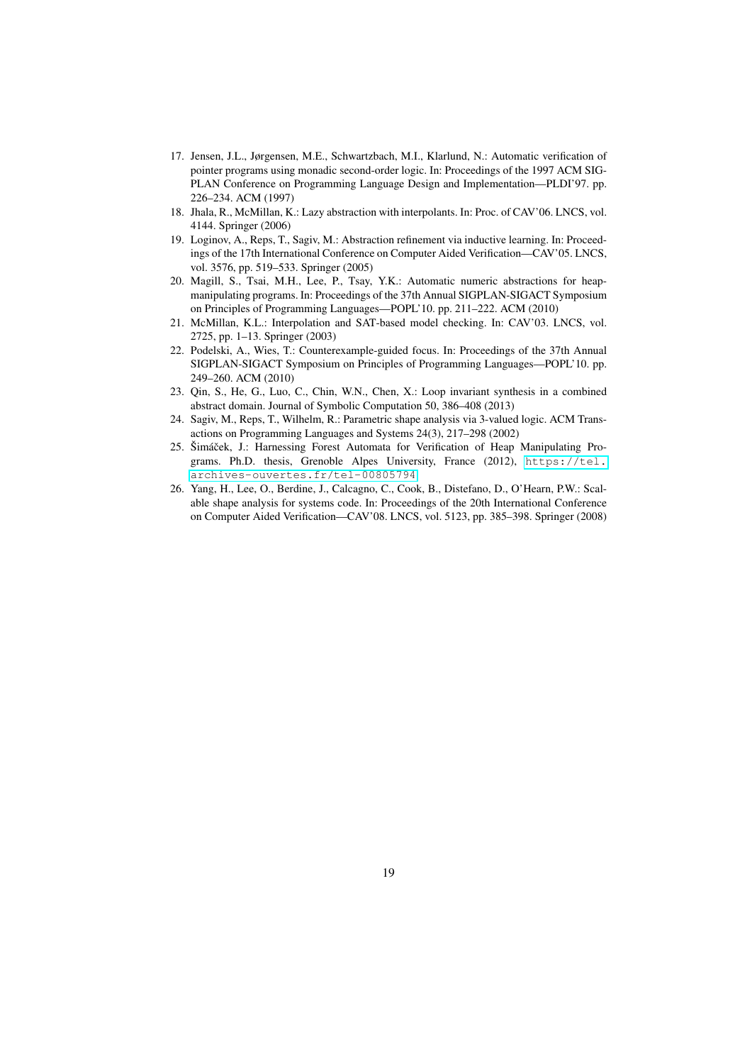17. Jensen, J.L., Jørgensen, M.E., Schwartzbach, M.I., Klarlund, N.: Automatic verification of pointer programs using monadic second-order logic. In: Proceedings of the 1997 ACM SIGPLAN Conference on Programming Language Design and Implementation—PLDI'97. pp. 226–234. ACM (1997)
18. Jhala, R., McMillan, K.: Lazy abstraction with interpolants. In: Proc. of CAV'06. LNCS, vol. 4144. Springer (2006)
19. Loginov, A., Reps, T., Sagiv, M.: Abstraction refinement via inductive learning. In: Proceedings of the 17th International Conference on Computer Aided Verification—CAV'05. LNCS, vol. 3576, pp. 519–533. Springer (2005)
20. Magill, S., Tsai, M.H., Lee, P., Tsay, Y.K.: Automatic numeric abstractions for heap-manipulating programs. In: Proceedings of the 37th Annual SIGPLAN-SIGACT Symposium on Principles of Programming Languages—POPL'10. pp. 211–222. ACM (2010)
21. McMillan, K.L.: Interpolation and SAT-based model checking. In: CAV'03. LNCS, vol. 2725, pp. 1–13. Springer (2003)
22. Podelski, A., Wies, T.: Counterexample-guided focus. In: Proceedings of the 37th Annual SIGPLAN-SIGACT Symposium on Principles of Programming Languages—POPL'10. pp. 249–260. ACM (2010)
23. Qin, S., He, G., Luo, C., Chin, W.N., Chen, X.: Loop invariant synthesis in a combined abstract domain. Journal of Symbolic Computation 50, 386–408 (2013)
24. Sagiv, M., Reps, T., Wilhelm, R.: Parametric shape analysis via 3-valued logic. ACM Transactions on Programming Languages and Systems 24(3), 217–298 (2002)
25. Šimáček, J.: Harnessing Forest Automata for Verification of Heap Manipulating Programs. Ph.D. thesis, Grenoble Alpes University, France (2012), https://tel.archives-ouvertes.fr/tel-00805794
26. Yang, H., Lee, O., Berdine, J., Calcagno, C., Cook, B., Distefano, D., O'Hearn, P.W.: Scalable shape analysis for systems code. In: Proceedings of the 20th International Conference on Computer Aided Verification—CAV'08. LNCS, vol. 5123, pp. 385–398. Springer (2008)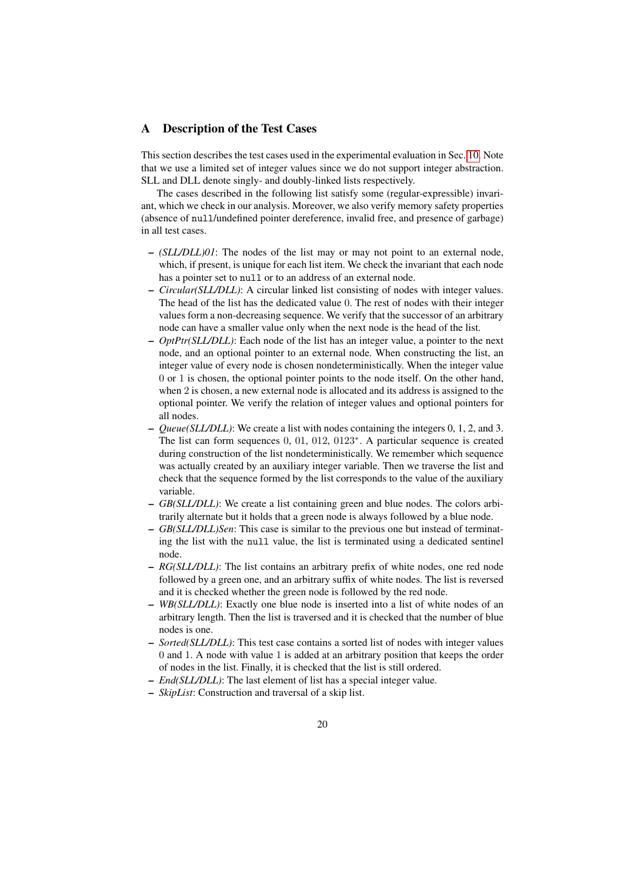## A Description of the Test Cases

This section describes the test cases used in the experimental evaluation in Sec. 10. Note that we use a limited set of integer values since we do not support integer abstraction. SLL and DLL denote singly- and doubly-linked lists respectively.

The cases described in the following list satisfy some (regular-expressible) invariant, which we check in our analysis. Moreover, we also verify memory safety properties (absence of `null`/undefined pointer dereference, invalid free, and presence of garbage) in all test cases.

- *(SLL/DLL)01*: The nodes of the list may or may not point to an external node, which, if present, is unique for each list item. We check the invariant that each node has a pointer set to `null` or to an address of an external node.
- *Circular(SLL/DLL)*: A circular linked list consisting of nodes with integer values. The head of the list has the dedicated value $0$. The rest of nodes with their integer values form a non-decreasing sequence. We verify that the successor of an arbitrary node can have a smaller value only when the next node is the head of the list.
- *OptPtr(SLL/DLL)*: Each node of the list has an integer value, a pointer to the next node, and an optional pointer to an external node. When constructing the list, an integer value of every node is chosen nondeterministically. When the integer value $0$ or $1$ is chosen, the optional pointer points to the node itself. On the other hand, when $2$ is chosen, a new external node is allocated and its address is assigned to the optional pointer. We verify the relation of integer values and optional pointers for all nodes.
- *Queue(SLL/DLL)*: We create a list with nodes containing the integers 0, 1, 2, and 3. The list can form sequences $0$, $01$, $012$, $0123^*$. A particular sequence is created during construction of the list nondeterministically. We remember which sequence was actually created by an auxiliary integer variable. Then we traverse the list and check that the sequence formed by the list corresponds to the value of the auxiliary variable.
- *GB(SLL/DLL)*: We create a list containing green and blue nodes. The colors arbitrarily alternate but it holds that a green node is always followed by a blue node.
- *GB(SLL/DLL)Sen*: This case is similar to the previous one but instead of terminating the list with the `null` value, the list is terminated using a dedicated sentinel node.
- *RG(SLL/DLL)*: The list contains an arbitrary prefix of white nodes, one red node followed by a green one, and an arbitrary suffix of white nodes. The list is reversed and it is checked whether the green node is followed by the red node.
- *WB(SLL/DLL)*: Exactly one blue node is inserted into a list of white nodes of an arbitrary length. Then the list is traversed and it is checked that the number of blue nodes is one.
- *Sorted(SLL/DLL)*: This test case contains a sorted list of nodes with integer values $0$ and $1$. A node with value $1$ is added at an arbitrary position that keeps the order of nodes in the list. Finally, it is checked that the list is still ordered.
- *End(SLL/DLL)*: The last element of list has a special integer value.
- *SkipList*: Construction and traversal of a skip list.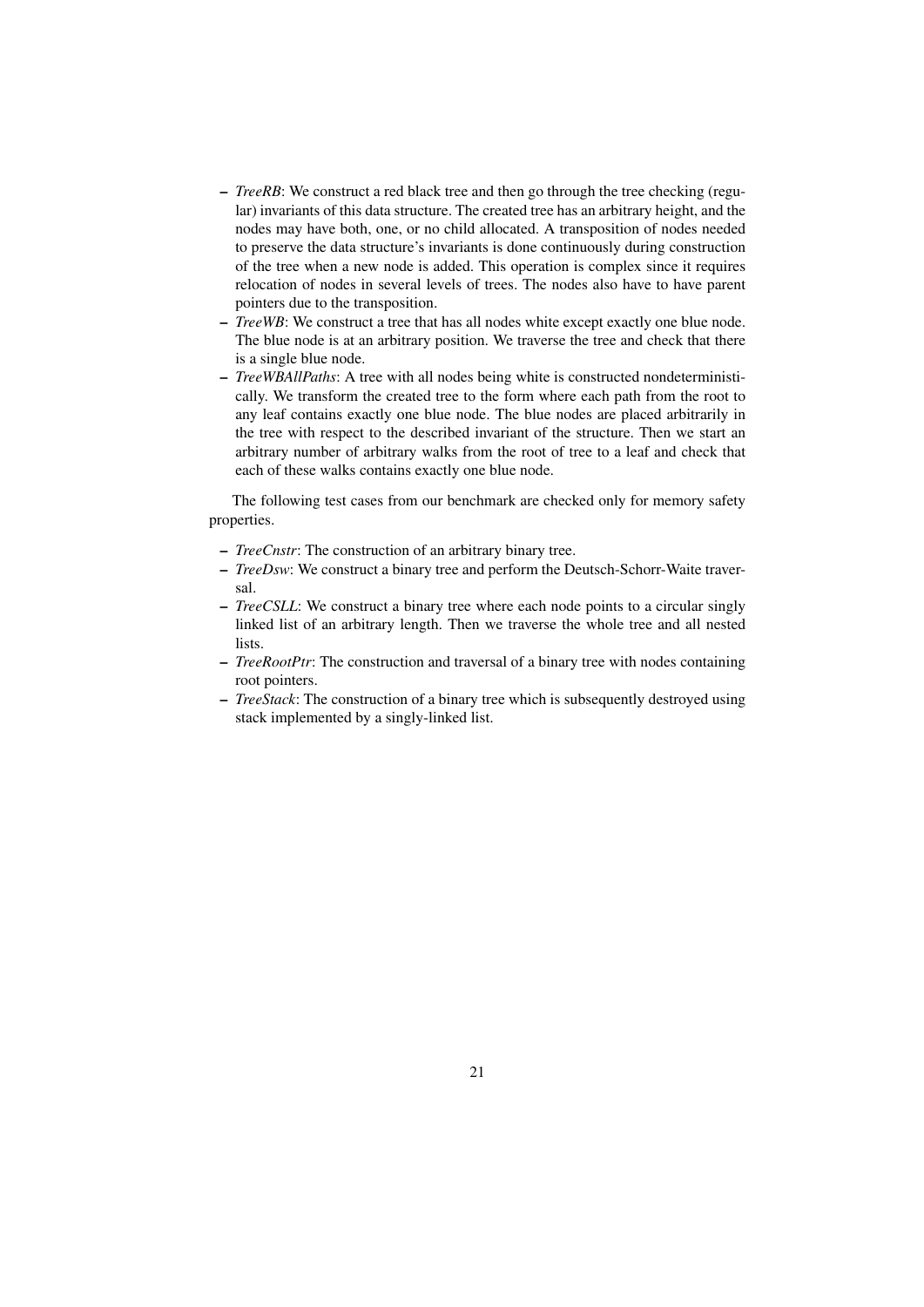- *TreeRB*: We construct a red black tree and then go through the tree checking (regular) invariants of this data structure. The created tree has an arbitrary height, and the nodes may have both, one, or no child allocated. A transposition of nodes needed to preserve the data structure's invariants is done continuously during construction of the tree when a new node is added. This operation is complex since it requires relocation of nodes in several levels of trees. The nodes also have to have parent pointers due to the transposition.
- *TreeWB*: We construct a tree that has all nodes white except exactly one blue node. The blue node is at an arbitrary position. We traverse the tree and check that there is a single blue node.
- *TreeWBAllPaths*: A tree with all nodes being white is constructed nondeterministically. We transform the created tree to the form where each path from the root to any leaf contains exactly one blue node. The blue nodes are placed arbitrarily in the tree with respect to the described invariant of the structure. Then we start an arbitrary number of arbitrary walks from the root of tree to a leaf and check that each of these walks contains exactly one blue node.

The following test cases from our benchmark are checked only for memory safety properties.

- *TreeCnstr*: The construction of an arbitrary binary tree.
- *TreeDsw*: We construct a binary tree and perform the Deutsch-Schorr-Waite traversal.
- *TreeCSLL*: We construct a binary tree where each node points to a circular singly linked list of an arbitrary length. Then we traverse the whole tree and all nested lists.
- *TreeRootPtr*: The construction and traversal of a binary tree with nodes containing root pointers.
- *TreeStack*: The construction of a binary tree which is subsequently destroyed using stack implemented by a singly-linked list.